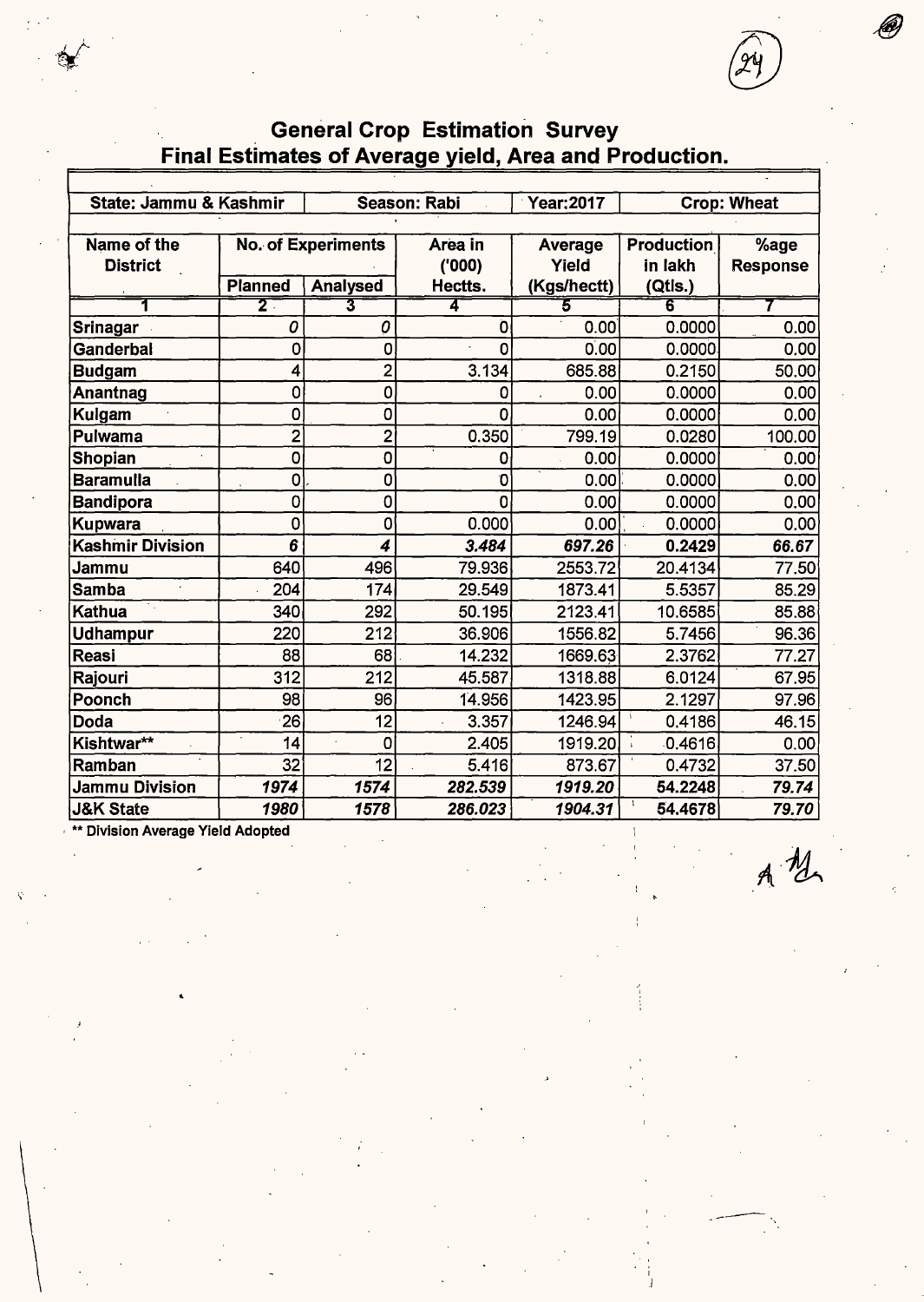## General Crop Estimation Survey
## Final Estimates of Average yield, Area and Production.

| State: Jammu & Kashmir | Season: Rabi | | Year:2017 | Crop: Wheat | | |
|---|---|---|---|---|---|---|
| Name of the District | No. of Experiments | | Area in ('000) Hectts. | Average Yield (Kgs/hectt) | Production in lakh (Qtls.) | %age Response |
| | Planned | Analysed | | | | |
| 1 | 2 | 3 | 4 | 5 | 6 | 7 |
| Srinagar | 0 | 0 | 0 | 0.00 | 0.0000 | 0.00 |
| Ganderbal | 0 | 0 | 0 | 0.00 | 0.0000 | 0.00 |
| Budgam | 4 | 2 | 3.134 | 685.88 | 0.2150 | 50.00 |
| Anantnag | 0 | 0 | 0 | 0.00 | 0.0000 | 0.00 |
| Kulgam | 0 | 0 | 0 | 0.00 | 0.0000 | 0.00 |
| Pulwama | 2 | 2 | 0.350 | 799.19 | 0.0280 | 100.00 |
| Shopian | 0 | 0 | 0 | 0.00 | 0.0000 | 0.00 |
| Baramulla | 0 | 0 | 0 | 0.00 | 0.0000 | 0.00 |
| Bandipora | 0 | 0 | 0 | 0.00 | 0.0000 | 0.00 |
| Kupwara | 0 | 0 | 0.000 | 0.00 | 0.0000 | 0.00 |
| **Kashmir Division** | ***6*** | ***4*** | ***3.484*** | ***697.26*** | **0.2429** | ***66.67*** |
| Jammu | 640 | 496 | 79.936 | 2553.72 | 20.4134 | 77.50 |
| Samba | 204 | 174 | 29.549 | 1873.41 | 5.5357 | 85.29 |
| Kathua | 340 | 292 | 50.195 | 2123.41 | 10.6585 | 85.88 |
| Udhampur | 220 | 212 | 36.906 | 1556.82 | 5.7456 | 96.36 |
| Reasi | 88 | 68 | 14.232 | 1669.63 | 2.3762 | 77.27 |
| Rajouri | 312 | 212 | 45.587 | 1318.88 | 6.0124 | 67.95 |
| Poonch | 98 | 96 | 14.956 | 1423.95 | 2.1297 | 97.96 |
| Doda | 26 | 12 | 3.357 | 1246.94 | 0.4186 | 46.15 |
| Kishtwar** | 14 | 0 | 2.405 | 1919.20 | 0.4616 | 0.00 |
| Ramban | 32 | 12 | 5.416 | 873.67 | 0.4732 | 37.50 |
| **Jammu Division** | ***1974*** | ***1574*** | ***282.539*** | ***1919.20*** | **54.2248** | ***79.74*** |
| **J&K State** | ***1980*** | ***1578*** | ***286.023*** | ***1904.31*** | **54.4678** | ***79.70*** |

** Division Average Yield Adopted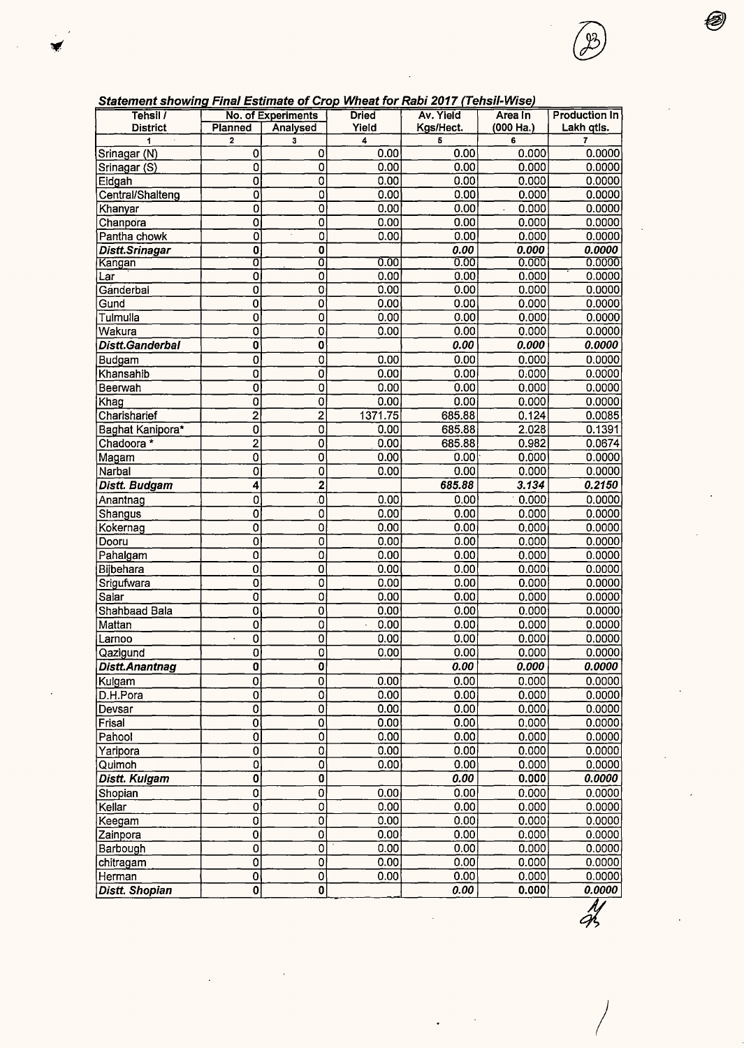***Statement showing Final Estimate of Crop Wheat for Rabi 2017 (Tehsil-Wise)***

| Tehsil / District | No. of Experiments | | Dried Yield | Av. Yield Kgs/Hect. | Area In (000 Ha.) | Production In Lakh qtls. |
|---|---|---|---|---|---|---|
| | Planned | Analysed | | | | |
| 1 | 2 | 3 | 4 | 5 | 6 | 7 |
| Srinagar (N) | 0 | 0 | 0.00 | 0.00 | 0.000 | 0.0000 |
| Srinagar (S) | 0 | 0 | 0.00 | 0.00 | 0.000 | 0.0000 |
| Eidgah | 0 | 0 | 0.00 | 0.00 | 0.000 | 0.0000 |
| Central/Shalteng | 0 | 0 | 0.00 | 0.00 | 0.000 | 0.0000 |
| Khanyar | 0 | 0 | 0.00 | 0.00 | 0.000 | 0.0000 |
| Chanpora | 0 | 0 | 0.00 | 0.00 | 0.000 | 0.0000 |
| Pantha chowk | 0 | 0 | 0.00 | 0.00 | 0.000 | 0.0000 |
| ***Distt.Srinagar*** | **0** | **0** | | ***0.00*** | ***0.000*** | ***0.0000*** |
| Kangan | 0 | 0 | 0.00 | 0.00 | 0.000 | 0.0000 |
| Lar | 0 | 0 | 0.00 | 0.00 | 0.000 | 0.0000 |
| Ganderbal | 0 | 0 | 0.00 | 0.00 | 0.000 | 0.0000 |
| Gund | 0 | 0 | 0.00 | 0.00 | 0.000 | 0.0000 |
| Tulmulla | 0 | 0 | 0.00 | 0.00 | 0.000 | 0.0000 |
| Wakura | 0 | 0 | 0.00 | 0.00 | 0.000 | 0.0000 |
| ***Distt.Ganderbal*** | **0** | **0** | | ***0.00*** | ***0.000*** | ***0.0000*** |
| Budgam | 0 | 0 | 0.00 | 0.00 | 0.000 | 0.0000 |
| Khansahib | 0 | 0 | 0.00 | 0.00 | 0.000 | 0.0000 |
| Beerwah | 0 | 0 | 0.00 | 0.00 | 0.000 | 0.0000 |
| Khag | 0 | 0 | 0.00 | 0.00 | 0.000 | 0.0000 |
| Charisharief | 2 | 2 | 1371.75 | 685.88 | 0.124 | 0.0085 |
| Baghat Kanipora* | 0 | 0 | 0.00 | 685.88 | 2.028 | 0.1391 |
| Chadoora * | 2 | 0 | 0.00 | 685.88 | 0.982 | 0.0674 |
| Magam | 0 | 0 | 0.00 | 0.00 | 0.000 | 0.0000 |
| Narbal | 0 | 0 | 0.00 | 0.00 | 0.000 | 0.0000 |
| ***Distt. Budgam*** | **4** | **2** | | ***685.88*** | ***3.134*** | ***0.2150*** |
| Anantnag | 0 | 0 | 0.00 | 0.00 | 0.000 | 0.0000 |
| Shangus | 0 | 0 | 0.00 | 0.00 | 0.000 | 0.0000 |
| Kokernag | 0 | 0 | 0.00 | 0.00 | 0.000 | 0.0000 |
| Dooru | 0 | 0 | 0.00 | 0.00 | 0.000 | 0.0000 |
| Pahalgam | 0 | 0 | 0.00 | 0.00 | 0.000 | 0.0000 |
| Bijbehara | 0 | 0 | 0.00 | 0.00 | 0.000 | 0.0000 |
| Srigufwara | 0 | 0 | 0.00 | 0.00 | 0.000 | 0.0000 |
| Salar | 0 | 0 | 0.00 | 0.00 | 0.000 | 0.0000 |
| Shahbaad Bala | 0 | 0 | 0.00 | 0.00 | 0.000 | 0.0000 |
| Mattan | 0 | 0 | 0.00 | 0.00 | 0.000 | 0.0000 |
| Larnoo | 0 | 0 | 0.00 | 0.00 | 0.000 | 0.0000 |
| Qazigund | 0 | 0 | 0.00 | 0.00 | 0.000 | 0.0000 |
| ***Distt.Anantnag*** | **0** | **0** | | ***0.00*** | ***0.000*** | ***0.0000*** |
| Kulgam | 0 | 0 | 0.00 | 0.00 | 0.000 | 0.0000 |
| D.H.Pora | 0 | 0 | 0.00 | 0.00 | 0.000 | 0.0000 |
| Devsar | 0 | 0 | 0.00 | 0.00 | 0.000 | 0.0000 |
| Frisal | 0 | 0 | 0.00 | 0.00 | 0.000 | 0.0000 |
| Pahool | 0 | 0 | 0.00 | 0.00 | 0.000 | 0.0000 |
| Yaripora | 0 | 0 | 0.00 | 0.00 | 0.000 | 0.0000 |
| Quimoh | 0 | 0 | 0.00 | 0.00 | 0.000 | 0.0000 |
| ***Distt. Kulgam*** | **0** | **0** | | ***0.00*** | **0.000** | ***0.0000*** |
| Shopian | 0 | 0 | 0.00 | 0.00 | 0.000 | 0.0000 |
| Kellar | 0 | 0 | 0.00 | 0.00 | 0.000 | 0.0000 |
| Keegam | 0 | 0 | 0.00 | 0.00 | 0.000 | 0.0000 |
| Zainpora | 0 | 0 | 0.00 | 0.00 | 0.000 | 0.0000 |
| Barbough | 0 | 0 | 0.00 | 0.00 | 0.000 | 0.0000 |
| chitragam | 0 | 0 | 0.00 | 0.00 | 0.000 | 0.0000 |
| Herman | 0 | 0 | 0.00 | 0.00 | 0.000 | 0.0000 |
| ***Distt. Shopian*** | **0** | **0** | | ***0.00*** | **0.000** | ***0.0000*** |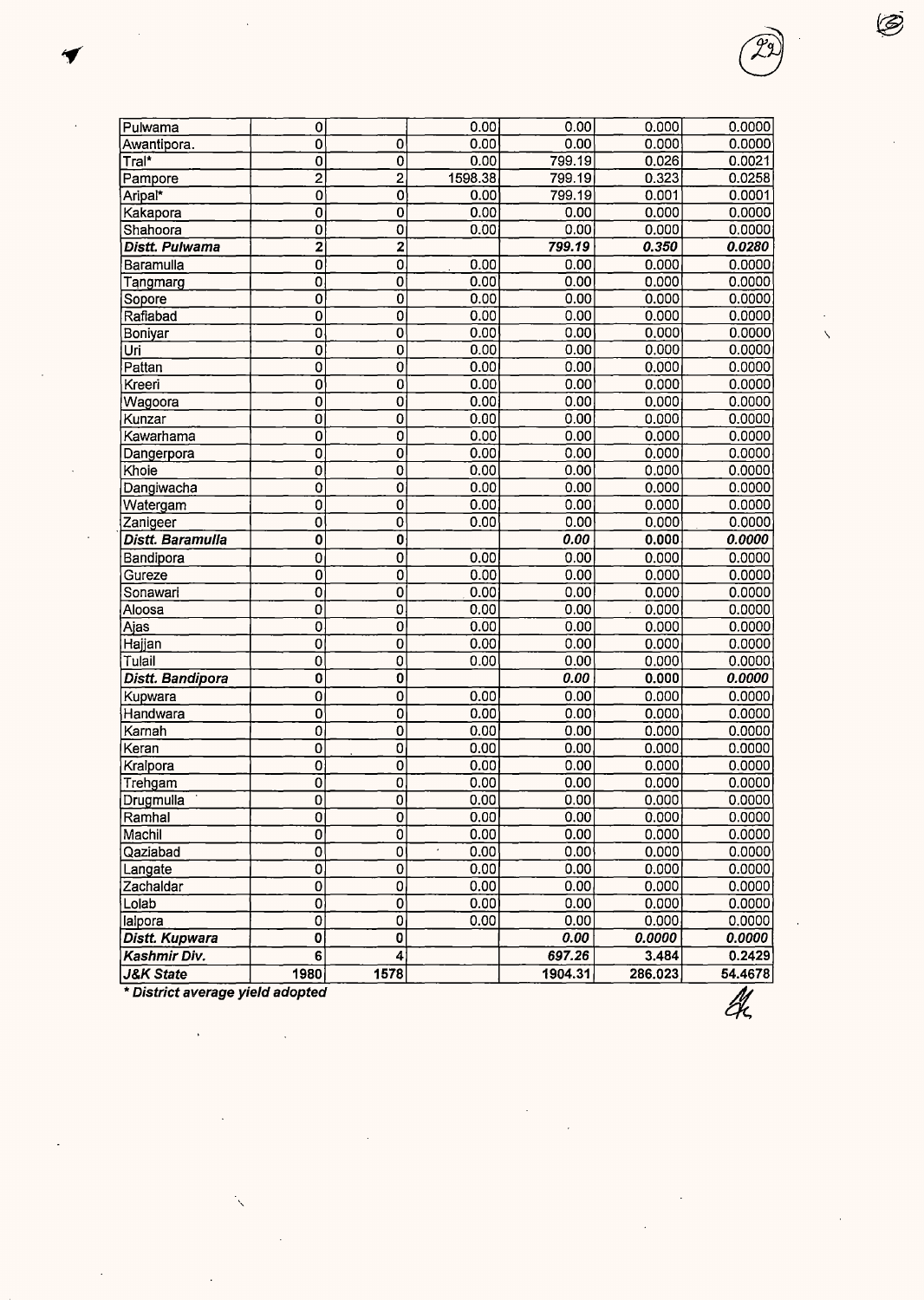| Pulwama | 0 | | 0.00 | 0.00 | 0.000 | 0.0000 |
|---|---|---|---|---|---|---|
| Awantipora. | 0 | 0 | 0.00 | 0.00 | 0.000 | 0.0000 |
| Tral* | 0 | 0 | 0.00 | 799.19 | 0.026 | 0.0021 |
| Pampore | 2 | 2 | 1598.38 | 799.19 | 0.323 | 0.0258 |
| Aripal* | 0 | 0 | 0.00 | 799.19 | 0.001 | 0.0001 |
| Kakapora | 0 | 0 | 0.00 | 0.00 | 0.000 | 0.0000 |
| Shahoora | 0 | 0 | 0.00 | 0.00 | 0.000 | 0.0000 |
| ***Distt. Pulwama*** | **2** | **2** | | ***799.19*** | ***0.350*** | ***0.0280*** |
| Baramulla | 0 | 0 | 0.00 | 0.00 | 0.000 | 0.0000 |
| Tangmarg | 0 | 0 | 0.00 | 0.00 | 0.000 | 0.0000 |
| Sopore | 0 | 0 | 0.00 | 0.00 | 0.000 | 0.0000 |
| Rafiabad | 0 | 0 | 0.00 | 0.00 | 0.000 | 0.0000 |
| Boniyar | 0 | 0 | 0.00 | 0.00 | 0.000 | 0.0000 |
| Uri | 0 | 0 | 0.00 | 0.00 | 0.000 | 0.0000 |
| Pattan | 0 | 0 | 0.00 | 0.00 | 0.000 | 0.0000 |
| Kreeri | 0 | 0 | 0.00 | 0.00 | 0.000 | 0.0000 |
| Wagoora | 0 | 0 | 0.00 | 0.00 | 0.000 | 0.0000 |
| Kunzar | 0 | 0 | 0.00 | 0.00 | 0.000 | 0.0000 |
| Kawarhama | 0 | 0 | 0.00 | 0.00 | 0.000 | 0.0000 |
| Dangerpora | 0 | 0 | 0.00 | 0.00 | 0.000 | 0.0000 |
| Khoie | 0 | 0 | 0.00 | 0.00 | 0.000 | 0.0000 |
| Dangiwacha | 0 | 0 | 0.00 | 0.00 | 0.000 | 0.0000 |
| Watergam | 0 | 0 | 0.00 | 0.00 | 0.000 | 0.0000 |
| Zanigeer | 0 | 0 | 0.00 | 0.00 | 0.000 | 0.0000 |
| ***Distt. Baramulla*** | **0** | **0** | | ***0.00*** | **0.000** | ***0.0000*** |
| Bandipora | 0 | 0 | 0.00 | 0.00 | 0.000 | 0.0000 |
| Gureze | 0 | 0 | 0.00 | 0.00 | 0.000 | 0.0000 |
| Sonawari | 0 | 0 | 0.00 | 0.00 | 0.000 | 0.0000 |
| Aloosa | 0 | 0 | 0.00 | 0.00 | 0.000 | 0.0000 |
| Ajas | 0 | 0 | 0.00 | 0.00 | 0.000 | 0.0000 |
| Hajjan | 0 | 0 | 0.00 | 0.00 | 0.000 | 0.0000 |
| Tulail | 0 | 0 | 0.00 | 0.00 | 0.000 | 0.0000 |
| ***Distt. Bandipora*** | **0** | **0** | | ***0.00*** | **0.000** | ***0.0000*** |
| Kupwara | 0 | 0 | 0.00 | 0.00 | 0.000 | 0.0000 |
| Handwara | 0 | 0 | 0.00 | 0.00 | 0.000 | 0.0000 |
| Karnah | 0 | 0 | 0.00 | 0.00 | 0.000 | 0.0000 |
| Keran | 0 | 0 | 0.00 | 0.00 | 0.000 | 0.0000 |
| Kralpora | 0 | 0 | 0.00 | 0.00 | 0.000 | 0.0000 |
| Trehgam | 0 | 0 | 0.00 | 0.00 | 0.000 | 0.0000 |
| Drugmulla | 0 | 0 | 0.00 | 0.00 | 0.000 | 0.0000 |
| Ramhal | 0 | 0 | 0.00 | 0.00 | 0.000 | 0.0000 |
| Machil | 0 | 0 | 0.00 | 0.00 | 0.000 | 0.0000 |
| Qaziabad | 0 | 0 | 0.00 | 0.00 | 0.000 | 0.0000 |
| Langate | 0 | 0 | 0.00 | 0.00 | 0.000 | 0.0000 |
| Zachaldar | 0 | 0 | 0.00 | 0.00 | 0.000 | 0.0000 |
| Lolab | 0 | 0 | 0.00 | 0.00 | 0.000 | 0.0000 |
| lalpora | 0 | 0 | 0.00 | 0.00 | 0.000 | 0.0000 |
| ***Distt. Kupwara*** | **0** | **0** | | ***0.00*** | ***0.0000*** | ***0.0000*** |
| ***Kashmir Div.*** | **6** | **4** | | **697.26** | **3.484** | **0.2429** |
| ***J&K State*** | **1980** | **1578** | | **1904.31** | **286.023** | **54.4678** |

***\* District average yield adopted***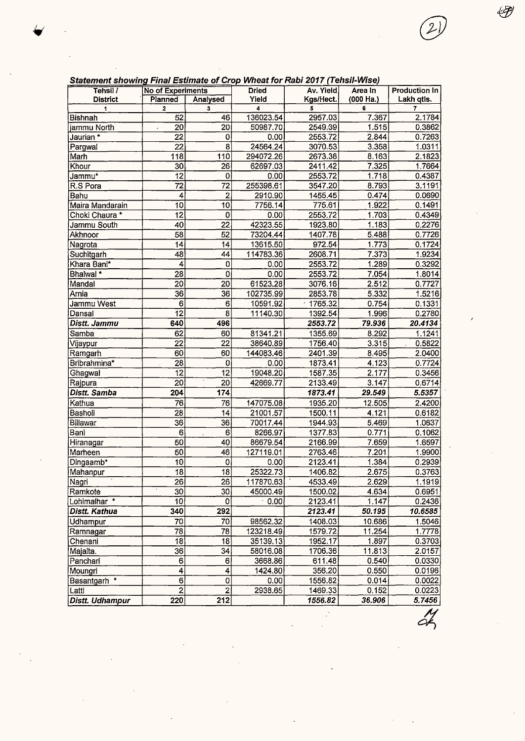***Statement showing Final Estimate of Crop Wheat for Rabi 2017 (Tehsil-Wise)***

| Tehsil / District | No of Experiments Planned | Analysed | Dried Yield | Av. Yield Kgs/Hect. | Area In (000 Ha.) | Production In Lakh qtls. |
|---|---|---|---|---|---|---|
| 1 | 2 | 3 | 4 | 5 | 6 | 7 |
| Bishnah | 52 | 46 | 136023.54 | 2957.03 | 7.367 | 2.1784 |
| jammu North | 20 | 20 | 50987.70 | 2549.39 | 1.515 | 0.3862 |
| Jaurian * | 22 | 0 | 0.00 | 2553.72 | 2.844 | 0.7263 |
| Pargwal | 22 | 8 | 24564.24 | 3070.53 | 3.358 | 1.0311 |
| Marh | 118 | 110 | 294072.26 | 2673.38 | 8.163 | 2.1823 |
| Khour | 30 | 26 | 62697.03 | 2411.42 | 7.325 | 1.7664 |
| Jammu* | 12 | 0 | 0.00 | 2553.72 | 1.718 | 0.4387 |
| R.S Pora | 72 | 72 | 255398.61 | 3547.20 | 8.793 | 3.1191 |
| Bahu | 4 | 2 | 2910.90 | 1455.45 | 0.474 | 0.0690 |
| Maira Mandarain | 10 | 10 | 7756.14 | 775.61 | 1.922 | 0.1491 |
| Choki Chaura * | 12 | 0 | 0.00 | 2553.72 | 1.703 | 0.4349 |
| Jammu South | 40 | 22 | 42323.55 | 1923.80 | 1.183 | 0.2276 |
| Akhnoor | 58 | 52 | 73204.44 | 1407.78 | 5.488 | 0.7726 |
| Nagrota | 14 | 14 | 13615.50 | 972.54 | 1.773 | 0.1724 |
| Suchitgarh | 48 | 44 | 114783.36 | 2608.71 | 7.373 | 1.9234 |
| Khara Bani* | 4 | 0 | 0.00 | 2553.72 | 1.289 | 0.3292 |
| Bhalwal * | 28 | 0 | 0.00 | 2553.72 | 7.054 | 1.8014 |
| Mandal | 20 | 20 | 61523.28 | 3076.16 | 2.512 | 0.7727 |
| Arnia | 36 | 36 | 102735.99 | 2853.78 | 5.332 | 1.5216 |
| Jammu West | 6 | 6 | 10591.92 | 1765.32 | 0.754 | 0.1331 |
| Dansal | 12 | 8 | 11140.30 | 1392.54 | 1.996 | 0.2780 |
| ***Distt. Jammu*** | **640** | **496** | | ***2553.72*** | ***79.936*** | ***20.4134*** |
| Samba | 62 | 60 | 81341.21 | 1355.69 | 8.292 | 1.1241 |
| Vijaypur | 22 | 22 | 38640.89 | 1756.40 | 3.315 | 0.5822 |
| Ramgarh | 60 | 60 | 144083.46 | 2401.39 | 8.495 | 2.0400 |
| Bribrahmina* | 28 | 0 | 0.00 | 1873.41 | 4.123 | 0.7724 |
| Ghagwal | 12 | 12 | 19048.20 | 1587.35 | 2.177 | 0.3456 |
| Rajpura | 20 | 20 | 42669.77 | 2133.49 | 3.147 | 0.6714 |
| ***Distt. Samba*** | **204** | **174** | | ***1873.41*** | ***29.549*** | ***5.5357*** |
| Kathua | 76 | 76 | 147075.08 | 1935.20 | 12.505 | 2.4200 |
| Basholi | 28 | 14 | 21001.57 | 1500.11 | 4.121 | 0.6182 |
| Billawar | 36 | 36 | 70017.44 | 1944.93 | 5.469 | 1.0637 |
| Bani | 6 | 6 | 8266.97 | 1377.83 | 0.771 | 0.1062 |
| Hiranagar | 50 | 40 | 86679.54 | 2166.99 | 7.659 | 1.6597 |
| Marheen | 50 | 46 | 127119.01 | 2763.46 | 7.201 | 1.9900 |
| Dingaamb* | 10 | 0 | 0.00 | 2123.41 | 1.384 | 0.2939 |
| Mahanpur | 18 | 18 | 25322.73 | 1406.82 | 2.675 | 0.3763 |
| Nagri | 26 | 26 | 117870.63 | 4533.49 | 2.629 | 1.1919 |
| Ramkote | 30 | 30 | 45000.49 | 1500.02 | 4.634 | 0.6951 |
| Lohimalhar * | 10 | 0 | 0.00 | 2123.41 | 1.147 | 0.2436 |
| ***Distt. Kathua*** | **340** | **292** | | ***2123.41*** | ***50.195*** | ***10.6585*** |
| Udhampur | 70 | 70 | 98562.32 | 1408.03 | 10.686 | 1.5046 |
| Ramnagar | 78 | 78 | 123218.49 | 1579.72 | 11.254 | 1.7778 |
| Chenani | 18 | 18 | 35139.13 | 1952.17 | 1.897 | 0.3703 |
| Majalta. | 36 | 34 | 58016.08 | 1706.36 | 11.813 | 2.0157 |
| Panchari | 6 | 6 | 3668.86 | 611.48 | 0.540 | 0.0330 |
| Moungri | 4 | 4 | 1424.80 | 356.20 | 0.550 | 0.0196 |
| Basantgarh * | 6 | 0 | 0.00 | 1556.82 | 0.014 | 0.0022 |
| Latti | 2 | 2 | 2938.65 | 1469.33 | 0.152 | 0.0223 |
| ***Distt. Udhampur*** | **220** | **212** | | ***1556.82*** | ***36.906*** | ***5.7456*** |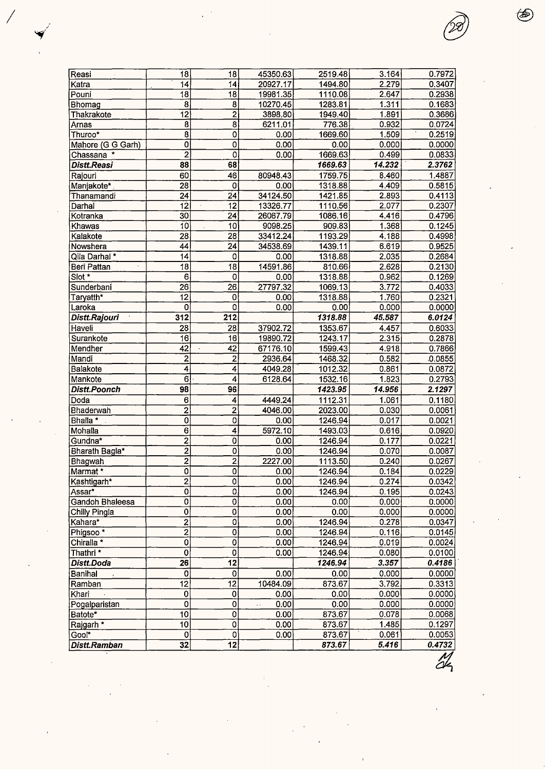| | | | | | | |
|---|---|---|---|---|---|---|
| Reasi | 18 | 18 | 45350.63 | 2519.48 | 3.164 | 0.7972 |
| Katra | 14 | 14 | 20927.17 | 1494.80 | 2.279 | 0.3407 |
| Pouni | 18 | 18 | 19981.35 | 1110.08 | 2.647 | 0.2938 |
| Bhomag | 8 | 8 | 10270.45 | 1283.81 | 1.311 | 0.1683 |
| Thakrakote | 12 | 2 | 3898.80 | 1949.40 | 1.891 | 0.3686 |
| Arnas | 8 | 8 | 6211.01 | 776.38 | 0.932 | 0.0724 |
| Thuroo* | 8 | 0 | 0.00 | 1669.60 | 1.509 | 0.2519 |
| Mahore (G G Garh) | 0 | 0 | 0.00 | 0.00 | 0.000 | 0.0000 |
| Chassana * | 2 | 0 | 0.00 | 1669.63 | 0.499 | 0.0833 |
| ***Distt.Reasi*** | **88** | **68** | | ***1669.63*** | ***14.232*** | ***2.3762*** |
| Rajouri | 60 | 46 | 80948.43 | 1759.75 | 8.460 | 1.4887 |
| Manjakote* | 28 | 0 | 0.00 | 1318.88 | 4.409 | 0.5815 |
| Thanamandi | 24 | 24 | 34124.50 | 1421.85 | 2.893 | 0.4113 |
| Darhal | 12 | 12 | 13326.77 | 1110.56 | 2.077 | 0.2307 |
| Kotranka | 30 | 24 | 26067.79 | 1086.16 | 4.416 | 0.4796 |
| Khawas | 10 | 10 | 9098.25 | 909.83 | 1.368 | 0.1245 |
| Kalakote | 28 | 28 | 33412.24 | 1193.29 | 4.188 | 0.4998 |
| Nowshera | 44 | 24 | 34538.69 | 1439.11 | 6.619 | 0.9525 |
| Qila Darhal * | 14 | 0 | 0.00 | 1318.88 | 2.035 | 0.2684 |
| Beri Pattan | 18 | 18 | 14591.86 | 810.66 | 2.628 | 0.2130 |
| Siot * | 6 | 0 | 0.00 | 1318.88 | 0.962 | 0.1269 |
| Sunderbani | 26 | 26 | 27797.32 | 1069.13 | 3.772 | 0.4033 |
| Taryatth* | 12 | 0 | 0.00 | 1318.88 | 1.760 | 0.2321 |
| Laroka | 0 | 0 | 0.00 | 0.00 | 0.000 | 0.0000 |
| ***Distt.Rajouri*** | **312** | **212** | | ***1318.88*** | ***45.587*** | ***6.0124*** |
| Haveli | 28 | 28 | 37902.72 | 1353.67 | 4.457 | 0.6033 |
| Surankote | 16 | 16 | 19890.72 | 1243.17 | 2.315 | 0.2878 |
| Mendher | 42 | 42 | 67176.10 | 1599.43 | 4.918 | 0.7866 |
| Mandi | 2 | 2 | 2936.64 | 1468.32 | 0.582 | 0.0855 |
| Balakote | 4 | 4 | 4049.28 | 1012.32 | 0.861 | 0.0872 |
| Mankote | 6 | 4 | 6128.64 | 1532.16 | 1.823 | 0.2793 |
| ***Distt.Poonch*** | **98** | **96** | | ***1423.95*** | ***14.956*** | ***2.1297*** |
| Doda | 6 | 4 | 4449.24 | 1112.31 | 1.061 | 0.1180 |
| Bhaderwah | 2 | 2 | 4046.00 | 2023.00 | 0.030 | 0.0061 |
| Bhalla * | 0 | 0 | 0.00 | 1246.94 | 0.017 | 0.0021 |
| Mohalla | 6 | 4 | 5972.10 | 1493.03 | 0.616 | 0.0920 |
| Gundna* | 2 | 0 | 0.00 | 1246.94 | 0.177 | 0.0221 |
| Bharath Bagla* | 2 | 0 | 0.00 | 1246.94 | 0.070 | 0.0087 |
| Bhagwah | 2 | 2 | 2227.00 | 1113.50 | 0.240 | 0.0267 |
| Marmat * | 0 | 0 | 0.00 | 1246.94 | 0.184 | 0.0229 |
| Kashtigarh* | 2 | 0 | 0.00 | 1246.94 | 0.274 | 0.0342 |
| Assar* | 0 | 0 | 0.00 | 1246.94 | 0.195 | 0.0243 |
| Gandoh Bhaleesa | 0 | 0 | 0.00 | 0.00 | 0.000 | 0.0000 |
| Chilly Pingla | 0 | 0 | 0.00 | 0.00 | 0.000 | 0.0000 |
| Kahara* | 2 | 0 | 0.00 | 1246.94 | 0.278 | 0.0347 |
| Phigsoo * | 2 | 0 | 0.00 | 1246.94 | 0.116 | 0.0145 |
| Chiralla * | 0 | 0 | 0.00 | 1246.94 | 0.019 | 0.0024 |
| Thathri * | 0 | 0 | 0.00 | 1246.94 | 0.080 | 0.0100 |
| ***Distt.Doda*** | **26** | **12** | | ***1246.94*** | ***3.357*** | ***0.4186*** |
| Banihal | 0 | 0 | 0.00 | 0.00 | 0.000 | 0.0000 |
| Ramban | 12 | 12 | 10484.09 | 873.67 | 3.792 | 0.3313 |
| Khari | 0 | 0 | 0.00 | 0.00 | 0.000 | 0.0000 |
| Pogalparistan | 0 | 0 | 0.00 | 0.00 | 0.000 | 0.0000 |
| Batote* | 10 | 0 | 0.00 | 873.67 | 0.078 | 0.0068 |
| Rajgarh * | 10 | 0 | 0.00 | 873.67 | 1.485 | 0.1297 |
| Gool* | 0 | 0 | 0.00 | 873.67 | 0.061 | 0.0053 |
| ***Distt.Ramban*** | **32** | **12** | | ***873.67*** | ***5.416*** | ***0.4732*** |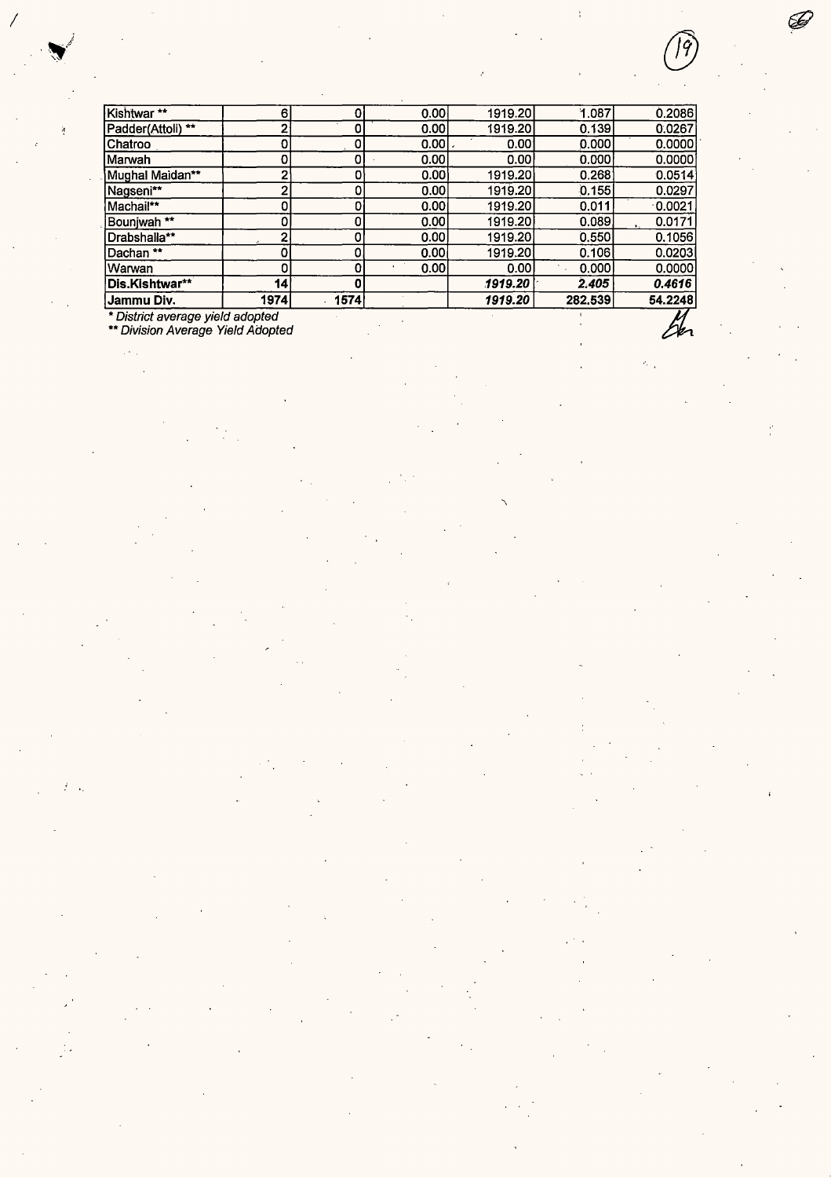| | | | | | | |
|---|---|---|---|---|---|---|
| Kishtwar ** | 6 | 0 | 0.00 | 1919.20 | 1.087 | 0.2086 |
| Padder(Attoli) ** | 2 | 0 | 0.00 | 1919.20 | 0.139 | 0.0267 |
| Chatroo | 0 | 0 | 0.00 | 0.00 | 0.000 | 0.0000 |
| Marwah | 0 | 0 | 0.00 | 0.00 | 0.000 | 0.0000 |
| Mughal Maidan** | 2 | 0 | 0.00 | 1919.20 | 0.268 | 0.0514 |
| Nagseni** | 2 | 0 | 0.00 | 1919.20 | 0.155 | 0.0297 |
| Machail** | 0 | 0 | 0.00 | 1919.20 | 0.011 | 0.0021 |
| Bounjwah ** | 0 | 0 | 0.00 | 1919.20 | 0.089 | 0.0171 |
| Drabshalla** | 2 | 0 | 0.00 | 1919.20 | 0.550 | 0.1056 |
| Dachan ** | 0 | 0 | 0.00 | 1919.20 | 0.106 | 0.0203 |
| Warwan | 0 | 0 | 0.00 | 0.00 | 0.000 | 0.0000 |
| **Dis.Kishtwar**** | **14** | **0** | | ***1919.20*** | ***2.405*** | ***0.4616*** |
| **Jammu Div.** | **1974** | **1574** | | ***1919.20*** | **282.539** | **54.2248** |

*\* District average yield adopted*

*\*\* Division Average Yield Adopted*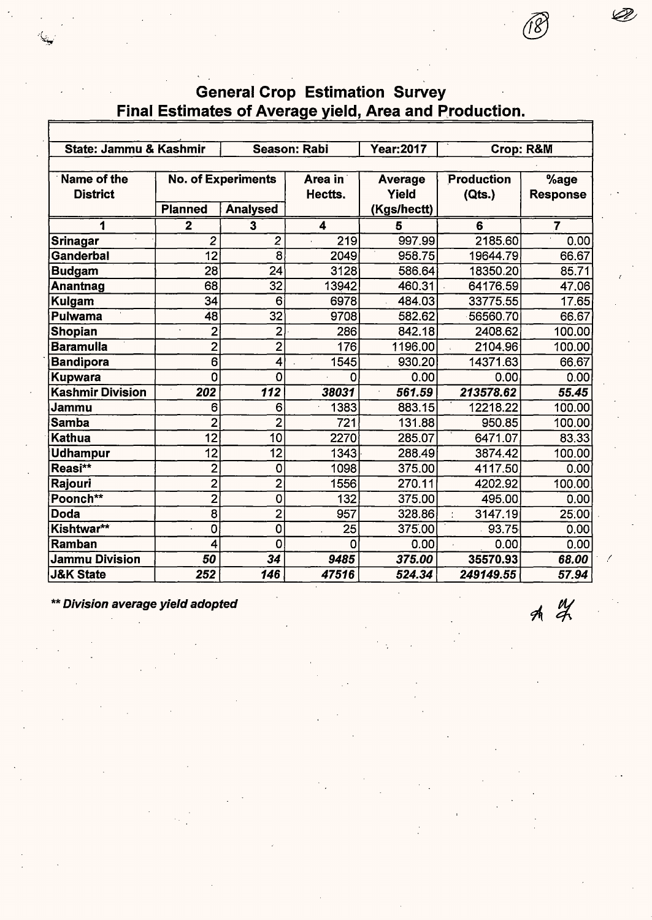# General Crop Estimation Survey
## Final Estimates of Average yield, Area and Production.

| State: Jammu & Kashmir | | Season: Rabi | | Year:2017 | Crop: R&M | |
|---|---|---|---|---|---|---|
| **Name of the District** | **No. of Experiments** | | **Area in Hectts.** | **Average Yield (Kgs/hectt)** | **Production (Qts.)** | **%age Response** |
| | **Planned** | **Analysed** | | | | |
| **1** | **2** | **3** | **4** | **5** | **6** | **7** |
| **Srinagar** | 2 | 2 | 219 | 997.99 | 2185.60 | 0.00 |
| **Ganderbal** | 12 | 8 | 2049 | 958.75 | 19644.79 | 66.67 |
| **Budgam** | 28 | 24 | 3128 | 586.64 | 18350.20 | 85.71 |
| **Anantnag** | 68 | 32 | 13942 | 460.31 | 64176.59 | 47.06 |
| **Kulgam** | 34 | 6 | 6978 | 484.03 | 33775.55 | 17.65 |
| **Pulwama** | 48 | 32 | 9708 | 582.62 | 56560.70 | 66.67 |
| **Shopian** | 2 | 2 | 286 | 842.18 | 2408.62 | 100.00 |
| **Baramulla** | 2 | 2 | 176 | 1196.00 | 2104.96 | 100.00 |
| **Bandipora** | 6 | 4 | 1545 | 930.20 | 14371.63 | 66.67 |
| **Kupwara** | 0 | 0 | 0 | 0.00 | 0.00 | 0.00 |
| **Kashmir Division** | ***202*** | ***112*** | ***38031*** | ***561.59*** | ***213578.62*** | ***55.45*** |
| **Jammu** | 6 | 6 | 1383 | 883.15 | 12218.22 | 100.00 |
| **Samba** | 2 | 2 | 721 | 131.88 | 950.85 | 100.00 |
| **Kathua** | 12 | 10 | 2270 | 285.07 | 6471.07 | 83.33 |
| **Udhampur** | 12 | 12 | 1343 | 288.49 | 3874.42 | 100.00 |
| **Reasi**** | 2 | 0 | 1098 | 375.00 | 4117.50 | 0.00 |
| **Rajouri** | 2 | 2 | 1556 | 270.11 | 4202.92 | 100.00 |
| **Poonch**** | 2 | 0 | 132 | 375.00 | 495.00 | 0.00 |
| **Doda** | 8 | 2 | 957 | 328.86 | 3147.19 | 25.00 |
| **Kishtwar**** | 0 | 0 | 25 | 375.00 | 93.75 | 0.00 |
| **Ramban** | 4 | 0 | 0 | 0.00 | 0.00 | 0.00 |
| **Jammu Division** | ***50*** | ***34*** | ***9485*** | ***375.00*** | ***35570.93*** | ***68.00*** |
| **J&K State** | ***252*** | ***146*** | ***47516*** | ***524.34*** | ***249149.55*** | ***57.94*** |

***** Division average yield adopted***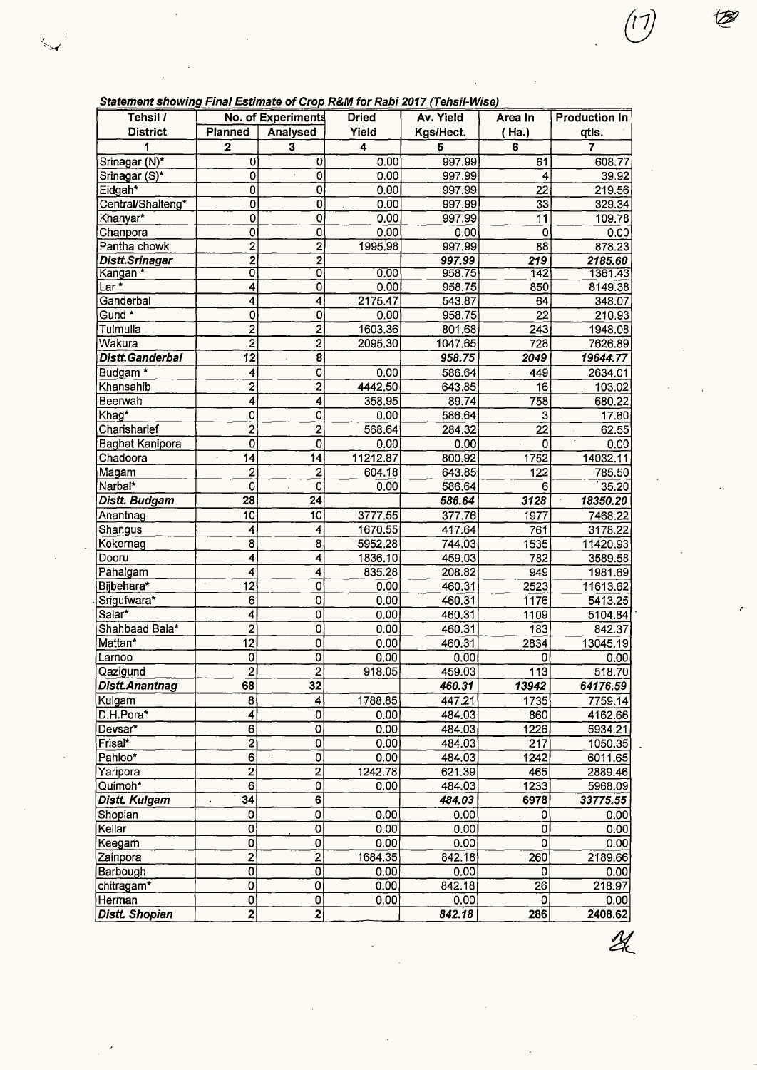***Statement showing Final Estimate of Crop R&M for Rabi 2017 (Tehsil-Wise)***

| Tehsil / District | No. of Experiments | | Dried Yield | Av. Yield Kgs/Hect. | Area In ( Ha.) | Production In qtls. |
|---|---|---|---|---|---|---|
| | Planned | Analysed | | | | |
| 1 | 2 | 3 | 4 | 5 | 6 | 7 |
| Srinagar (N)* | 0 | 0 | 0.00 | 997.99 | 61 | 608.77 |
| Srinagar (S)* | 0 | 0 | 0.00 | 997.99 | 4 | 39.92 |
| Eidgah* | 0 | 0 | 0.00 | 997.99 | 22 | 219.56 |
| Central/Shalteng* | 0 | 0 | 0.00 | 997.99 | 33 | 329.34 |
| Khanyar* | 0 | 0 | 0.00 | 997.99 | 11 | 109.78 |
| Chanpora | 0 | 0 | 0.00 | 0.00 | 0 | 0.00 |
| Pantha chowk | 2 | 2 | 1995.98 | 997.99 | 88 | 878.23 |
| ***Distt.Srinagar*** | **2** | **2** | | ***997.99*** | ***219*** | ***2185.60*** |
| Kangan * | 0 | 0 | 0.00 | 958.75 | 142 | 1361.43 |
| Lar * | 4 | 0 | 0.00 | 958.75 | 850 | 8149.38 |
| Ganderbal | 4 | 4 | 2175.47 | 543.87 | 64 | 348.07 |
| Gund * | 0 | 0 | 0.00 | 958.75 | 22 | 210.93 |
| Tulmulla | 2 | 2 | 1603.36 | 801.68 | 243 | 1948.08 |
| Wakura | 2 | 2 | 2095.30 | 1047.65 | 728 | 7626.89 |
| ***Distt.Ganderbal*** | **12** | **8** | | ***958.75*** | ***2049*** | ***19644.77*** |
| Budgam * | 4 | 0 | 0.00 | 586.64 | 449 | 2634.01 |
| Khansahib | 2 | 2 | 4442.50 | 643.85 | 16 | 103.02 |
| Beerwah | 4 | 4 | 358.95 | 89.74 | 758 | 680.22 |
| Khag* | 0 | 0 | 0.00 | 586.64 | 3 | 17.60 |
| Charisharief | 2 | 2 | 568.64 | 284.32 | 22 | 62.55 |
| Baghat Kanipora | 0 | 0 | 0.00 | 0.00 | 0 | 0.00 |
| Chadoora | 14 | 14 | 11212.87 | 800.92 | 1752 | 14032.11 |
| Magam | 2 | 2 | 604.18 | 643.85 | 122 | 785.50 |
| Narbal* | 0 | 0 | 0.00 | 586.64 | 6 | 35.20 |
| ***Distt. Budgam*** | **28** | **24** | | ***586.64*** | ***3128*** | ***18350.20*** |
| Anantnag | 10 | 10 | 3777.55 | 377.76 | 1977 | 7468.22 |
| Shangus | 4 | 4 | 1670.55 | 417.64 | 761 | 3178.22 |
| Kokernag | 8 | 8 | 5952.28 | 744.03 | 1535 | 11420.93 |
| Dooru | 4 | 4 | 1836.10 | 459.03 | 782 | 3589.58 |
| Pahalgam | 4 | 4 | 835.28 | 208.82 | 949 | 1981.69 |
| Bijbehara* | 12 | 0 | 0.00 | 460.31 | 2523 | 11613.62 |
| Srigufwara* | 6 | 0 | 0.00 | 460.31 | 1176 | 5413.25 |
| Salar* | 4 | 0 | 0.00 | 460.31 | 1109 | 5104.84 |
| Shahbaad Bala* | 2 | 0 | 0.00 | 460.31 | 183 | 842.37 |
| Mattan* | 12 | 0 | 0.00 | 460.31 | 2834 | 13045.19 |
| Larnoo | 0 | 0 | 0.00 | 0.00 | 0 | 0.00 |
| Qazigund | 2 | 2 | 918.05 | 459.03 | 113 | 518.70 |
| ***Distt.Anantnag*** | **68** | **32** | | ***460.31*** | ***13942*** | ***64176.59*** |
| Kulgam | 8 | 4 | 1788.85 | 447.21 | 1735 | 7759.14 |
| D.H.Pora* | 4 | 0 | 0.00 | 484.03 | 860 | 4162.66 |
| Devsar* | 6 | 0 | 0.00 | 484.03 | 1226 | 5934.21 |
| Frisal* | 2 | 0 | 0.00 | 484.03 | 217 | 1050.35 |
| Pahloo* | 6 | 0 | 0.00 | 484.03 | 1242 | 6011.65 |
| Yaripora | 2 | 2 | 1242.78 | 621.39 | 465 | 2889.46 |
| Quimoh* | 6 | 0 | 0.00 | 484.03 | 1233 | 5968.09 |
| ***Distt. Kulgam*** | **34** | **6** | | ***484.03*** | **6978** | ***33775.55*** |
| Shopian | 0 | 0 | 0.00 | 0.00 | 0 | 0.00 |
| Kellar | 0 | 0 | 0.00 | 0.00 | 0 | 0.00 |
| Keegam | 0 | 0 | 0.00 | 0.00 | 0 | 0.00 |
| Zainpora | 2 | 2 | 1684.35 | 842.18 | 260 | 2189.66 |
| Barbough | 0 | 0 | 0.00 | 0.00 | 0 | 0.00 |
| chitragam* | 0 | 0 | 0.00 | 842.18 | 26 | 218.97 |
| Herman | 0 | 0 | 0.00 | 0.00 | 0 | 0.00 |
| ***Distt. Shopian*** | **2** | **2** | | ***842.18*** | **286** | **2408.62** |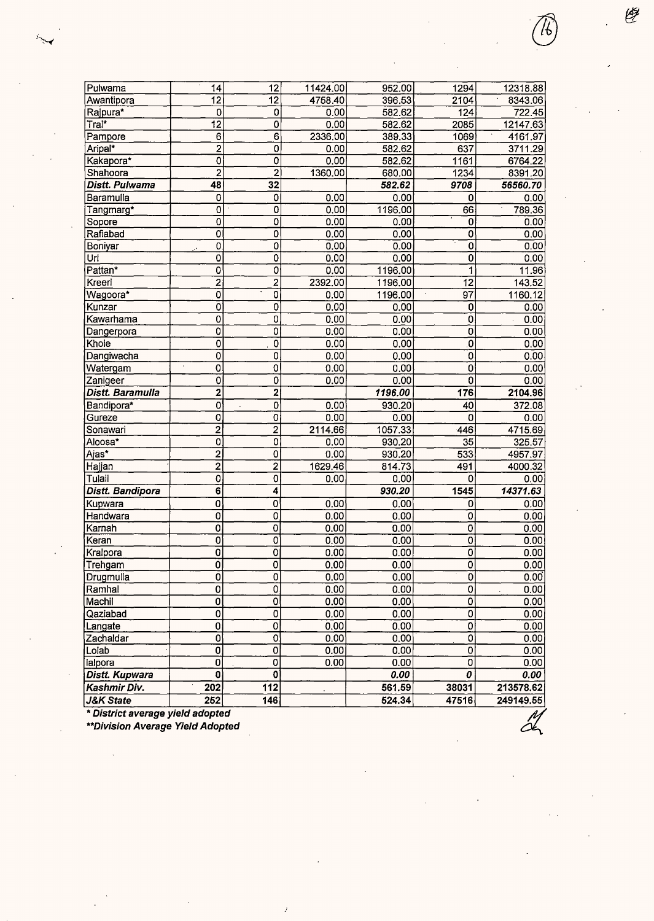| Pulwama | 14 | 12 | 11424.00 | 952.00 | 1294 | 12318.88 |
|---|---|---|---|---|---|---|
| Awantipora | 12 | 12 | 4758.40 | 396.53 | 2104 | 8343.06 |
| Rajpura* | 0 | 0 | 0.00 | 582.62 | 124 | 722.45 |
| Tral* | 12 | 0 | 0.00 | 582.62 | 2085 | 12147.63 |
| Pampore | 6 | 6 | 2336.00 | 389.33 | 1069 | 4161.97 |
| Aripal* | 2 | 0 | 0.00 | 582.62 | 637 | 3711.29 |
| Kakapora* | 0 | 0 | 0.00 | 582.62 | 1161 | 6764.22 |
| Shahoora | 2 | 2 | 1360.00 | 680.00 | 1234 | 8391.20 |
| ***Distt. Pulwama*** | **48** | **32** | | ***582.62*** | ***9708*** | ***56560.70*** |
| Baramulla | 0 | 0 | 0.00 | 0.00 | 0 | 0.00 |
| Tangmarg* | 0 | 0 | 0.00 | 1196.00 | 66 | 789.36 |
| Sopore | 0 | 0 | 0.00 | 0.00 | 0 | 0.00 |
| Rafiabad | 0 | 0 | 0.00 | 0.00 | 0 | 0.00 |
| Boniyar | 0 | 0 | 0.00 | 0.00 | 0 | 0.00 |
| Uri | 0 | 0 | 0.00 | 0.00 | 0 | 0.00 |
| Pattan* | 0 | 0 | 0.00 | 1196.00 | 1 | 11.96 |
| Kreeri | 2 | 2 | 2392.00 | 1196.00 | 12 | 143.52 |
| Wagoora* | 0 | 0 | 0.00 | 1196.00 | 97 | 1160.12 |
| Kunzar | 0 | 0 | 0.00 | 0.00 | 0 | 0.00 |
| Kawarhama | 0 | 0 | 0.00 | 0.00 | 0 | 0.00 |
| Dangerpora | 0 | 0 | 0.00 | 0.00 | 0 | 0.00 |
| Khoie | 0 | 0 | 0.00 | 0.00 | 0 | 0.00 |
| Dangiwacha | 0 | 0 | 0.00 | 0.00 | 0 | 0.00 |
| Watergam | 0 | 0 | 0.00 | 0.00 | 0 | 0.00 |
| Zanigeer | 0 | 0 | 0.00 | 0.00 | 0 | 0.00 |
| ***Distt. Baramulla*** | **2** | **2** | | ***1196.00*** | **176** | **2104.96** |
| Bandipora* | 0 | 0 | 0.00 | 930.20 | 40 | 372.08 |
| Gureze | 0 | 0 | 0.00 | 0.00 | 0 | 0.00 |
| Sonawari | 2 | 2 | 2114.66 | 1057.33 | 446 | 4715.69 |
| Aloosa* | 0 | 0 | 0.00 | 930.20 | 35 | 325.57 |
| Ajas* | 2 | 0 | 0.00 | 930.20 | 533 | 4957.97 |
| Hajjan | 2 | 2 | 1629.46 | 814.73 | 491 | 4000.32 |
| Tulail | 0 | 0 | 0.00 | 0.00 | 0 | 0.00 |
| ***Distt. Bandipora*** | **6** | **4** | | ***930.20*** | **1545** | ***14371.63*** |
| Kupwara | 0 | 0 | 0.00 | 0.00 | 0 | 0.00 |
| Handwara | 0 | 0 | 0.00 | 0.00 | 0 | 0.00 |
| Karnah | 0 | 0 | 0.00 | 0.00 | 0 | 0.00 |
| Keran | 0 | 0 | 0.00 | 0.00 | 0 | 0.00 |
| Kralpora | 0 | 0 | 0.00 | 0.00 | 0 | 0.00 |
| Trehgam | 0 | 0 | 0.00 | 0.00 | 0 | 0.00 |
| Drugmulla | 0 | 0 | 0.00 | 0.00 | 0 | 0.00 |
| Ramhal | 0 | 0 | 0.00 | 0.00 | 0 | 0.00 |
| Machil | 0 | 0 | 0.00 | 0.00 | 0 | 0.00 |
| Qaziabad | 0 | 0 | 0.00 | 0.00 | 0 | 0.00 |
| Langate | 0 | 0 | 0.00 | 0.00 | 0 | 0.00 |
| Zachaldar | 0 | 0 | 0.00 | 0.00 | 0 | 0.00 |
| Lolab | 0 | 0 | 0.00 | 0.00 | 0 | 0.00 |
| lalpora | 0 | 0 | 0.00 | 0.00 | 0 | 0.00 |
| ***Distt. Kupwara*** | **0** | **0** | | ***0.00*** | ***0*** | ***0.00*** |
| ***Kashmir Div.*** | **202** | **112** | | **561.59** | **38031** | **213578.62** |
| ***J&K State*** | **252** | **146** | | **524.34** | **47516** | **249149.55** |

***\* District average yield adopted***

***\*\*Division Average Yield Adopted***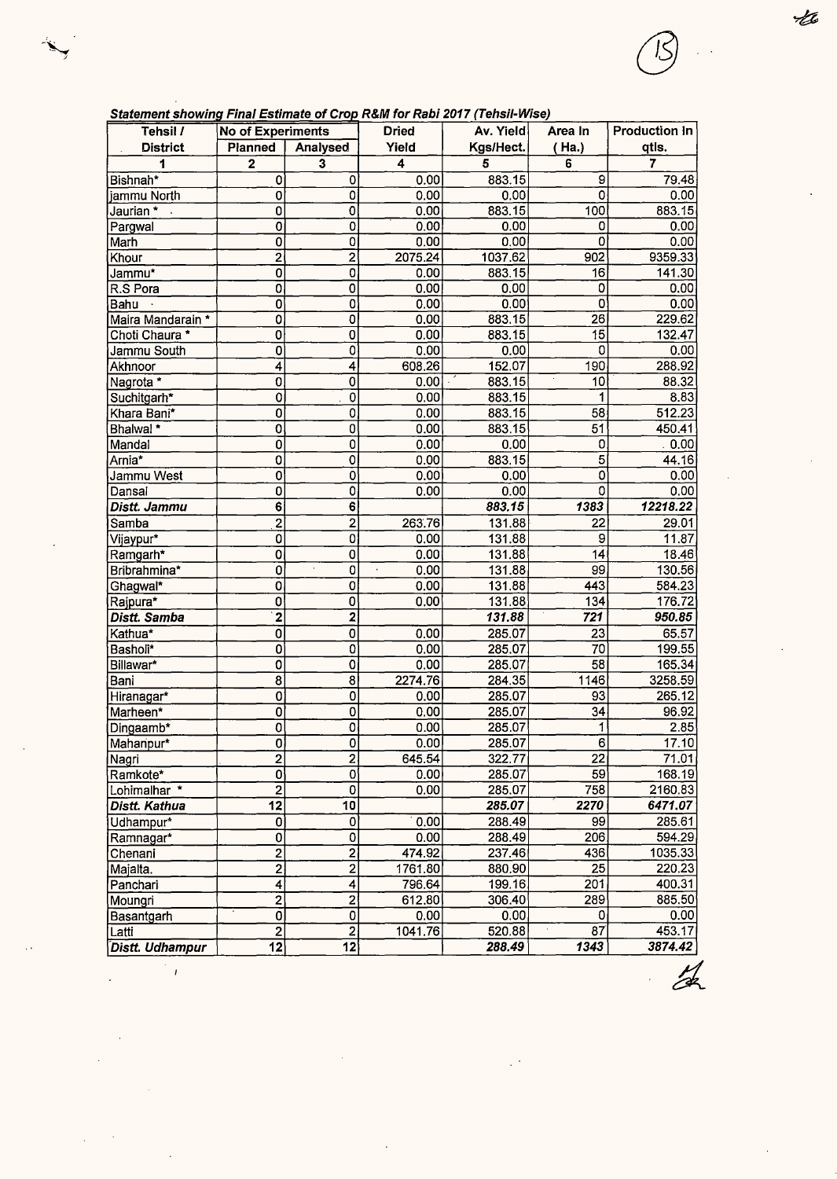***Statement showing Final Estimate of Crop R&M for Rabi 2017 (Tehsil-Wise)***

| Tehsil / District | No of Experiments | | Dried Yield | Av. Yield Kgs/Hect. | Area In (Ha.) | Production In qtls. |
|---|---|---|---|---|---|---|
| | Planned | Analysed | | | | |
| 1 | 2 | 3 | 4 | 5 | 6 | 7 |
| Bishnah* | 0 | 0 | 0.00 | 883.15 | 9 | 79.48 |
| jammu North | 0 | 0 | 0.00 | 0.00 | 0 | 0.00 |
| Jaurian * | 0 | 0 | 0.00 | 883.15 | 100 | 883.15 |
| Pargwal | 0 | 0 | 0.00 | 0.00 | 0 | 0.00 |
| Marh | 0 | 0 | 0.00 | 0.00 | 0 | 0.00 |
| Khour | 2 | 2 | 2075.24 | 1037.62 | 902 | 9359.33 |
| Jammu* | 0 | 0 | 0.00 | 883.15 | 16 | 141.30 |
| R.S Pora | 0 | 0 | 0.00 | 0.00 | 0 | 0.00 |
| Bahu | 0 | 0 | 0.00 | 0.00 | 0 | 0.00 |
| Maira Mandarain * | 0 | 0 | 0.00 | 883.15 | 26 | 229.62 |
| Choti Chaura * | 0 | 0 | 0.00 | 883.15 | 15 | 132.47 |
| Jammu South | 0 | 0 | 0.00 | 0.00 | 0 | 0.00 |
| Akhnoor | 4 | 4 | 608.26 | 152.07 | 190 | 288.92 |
| Nagrota * | 0 | 0 | 0.00 | 883.15 | 10 | 88.32 |
| Suchitgarh* | 0 | 0 | 0.00 | 883.15 | 1 | 8.83 |
| Khara Bani* | 0 | 0 | 0.00 | 883.15 | 58 | 512.23 |
| Bhalwal * | 0 | 0 | 0.00 | 883.15 | 51 | 450.41 |
| Mandal | 0 | 0 | 0.00 | 0.00 | 0 | 0.00 |
| Arnia* | 0 | 0 | 0.00 | 883.15 | 5 | 44.16 |
| Jammu West | 0 | 0 | 0.00 | 0.00 | 0 | 0.00 |
| Dansal | 0 | 0 | 0.00 | 0.00 | 0 | 0.00 |
| ***Distt. Jammu*** | **6** | **6** | | ***883.15*** | ***1383*** | ***12218.22*** |
| Samba | 2 | 2 | 263.76 | 131.88 | 22 | 29.01 |
| Vijaypur* | 0 | 0 | 0.00 | 131.88 | 9 | 11.87 |
| Ramgarh* | 0 | 0 | 0.00 | 131.88 | 14 | 18.46 |
| Bribrahmina* | 0 | 0 | 0.00 | 131.88 | 99 | 130.56 |
| Ghagwal* | 0 | 0 | 0.00 | 131.88 | 443 | 584.23 |
| Rajpura* | 0 | 0 | 0.00 | 131.88 | 134 | 176.72 |
| ***Distt. Samba*** | **2** | **2** | | ***131.88*** | ***721*** | ***950.85*** |
| Kathua* | 0 | 0 | 0.00 | 285.07 | 23 | 65.57 |
| Basholi* | 0 | 0 | 0.00 | 285.07 | 70 | 199.55 |
| Billawar* | 0 | 0 | 0.00 | 285.07 | 58 | 165.34 |
| Bani | 8 | 8 | 2274.76 | 284.35 | 1146 | 3258.59 |
| Hiranagar* | 0 | 0 | 0.00 | 285.07 | 93 | 265.12 |
| Marheen* | 0 | 0 | 0.00 | 285.07 | 34 | 96.92 |
| Dingaamb* | 0 | 0 | 0.00 | 285.07 | 1 | 2.85 |
| Mahanpur* | 0 | 0 | 0.00 | 285.07 | 6 | 17.10 |
| Nagri | 2 | 2 | 645.54 | 322.77 | 22 | 71.01 |
| Ramkote* | 0 | 0 | 0.00 | 285.07 | 59 | 168.19 |
| Lohimalhar * | 2 | 0 | 0.00 | 285.07 | 758 | 2160.83 |
| ***Distt. Kathua*** | **12** | **10** | | ***285.07*** | ***2270*** | ***6471.07*** |
| Udhampur* | 0 | 0 | 0.00 | 288.49 | 99 | 285.61 |
| Ramnagar* | 0 | 0 | 0.00 | 288.49 | 206 | 594.29 |
| Chenani | 2 | 2 | 474.92 | 237.46 | 436 | 1035.33 |
| Majalta. | 2 | 2 | 1761.80 | 880.90 | 25 | 220.23 |
| Panchari | 4 | 4 | 796.64 | 199.16 | 201 | 400.31 |
| Moungri | 2 | 2 | 612.80 | 306.40 | 289 | 885.50 |
| Basantgarh | 0 | 0 | 0.00 | 0.00 | 0 | 0.00 |
| Latti | 2 | 2 | 1041.76 | 520.88 | 87 | 453.17 |
| ***Distt. Udhampur*** | **12** | **12** | | ***288.49*** | ***1343*** | ***3874.42*** |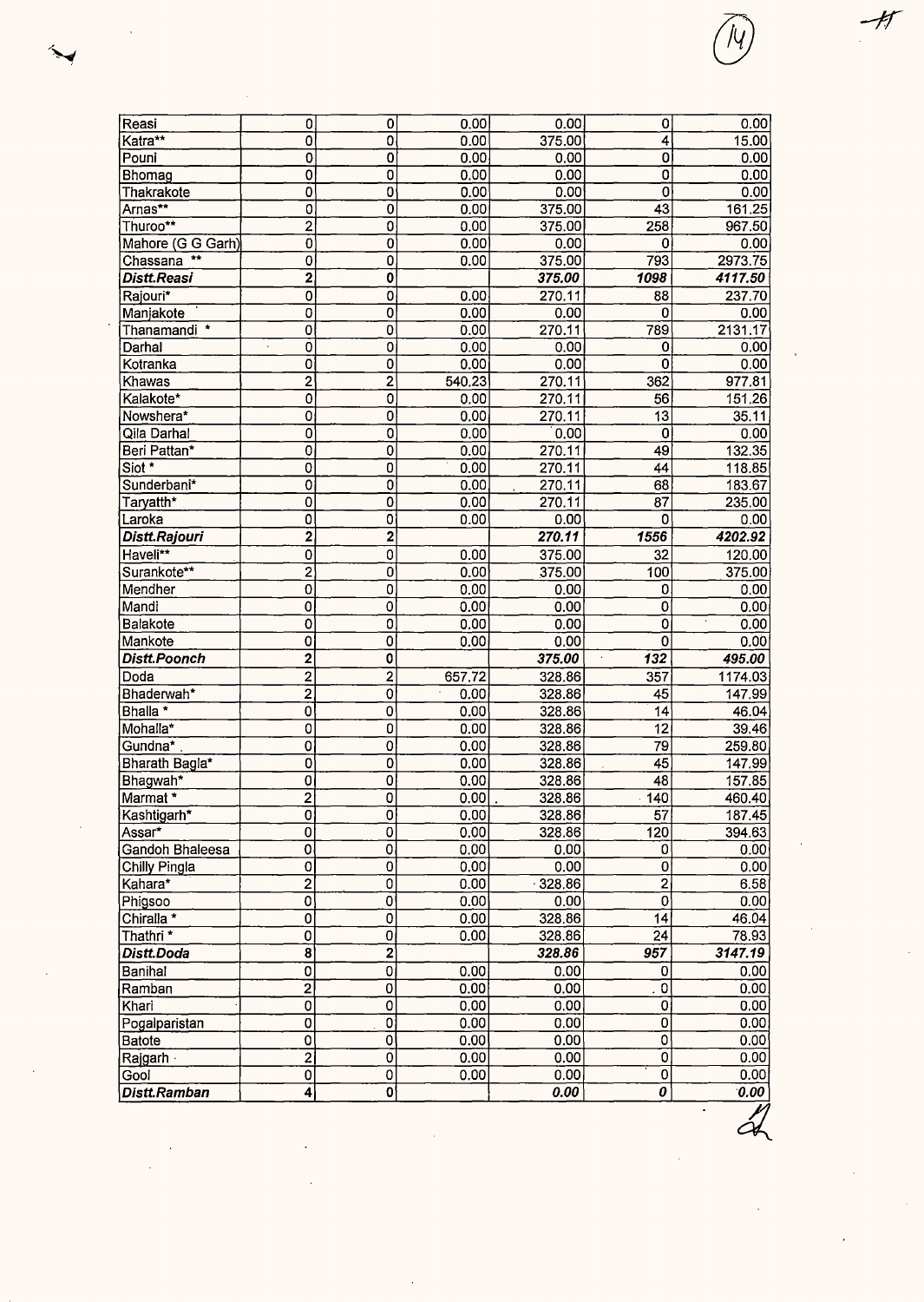| | | | | | | |
|---|---|---|---|---|---|---|
| Reasi | 0 | 0 | 0.00 | 0.00 | 0 | 0.00 |
| Katra** | 0 | 0 | 0.00 | 375.00 | 4 | 15.00 |
| Pouni | 0 | 0 | 0.00 | 0.00 | 0 | 0.00 |
| Bhomag | 0 | 0 | 0.00 | 0.00 | 0 | 0.00 |
| Thakrakote | 0 | 0 | 0.00 | 0.00 | 0 | 0.00 |
| Arnas** | 0 | 0 | 0.00 | 375.00 | 43 | 161.25 |
| Thuroo** | 2 | 0 | 0.00 | 375.00 | 258 | 967.50 |
| Mahore (G G Garh) | 0 | 0 | 0.00 | 0.00 | 0 | 0.00 |
| Chassana ** | 0 | 0 | 0.00 | 375.00 | 793 | 2973.75 |
| ***Distt.Reasi*** | **2** | **0** | | ***375.00*** | ***1098*** | ***4117.50*** |
| Rajouri* | 0 | 0 | 0.00 | 270.11 | 88 | 237.70 |
| Manjakote | 0 | 0 | 0.00 | 0.00 | 0 | 0.00 |
| Thanamandi * | 0 | 0 | 0.00 | 270.11 | 789 | 2131.17 |
| Darhal | 0 | 0 | 0.00 | 0.00 | 0 | 0.00 |
| Kotranka | 0 | 0 | 0.00 | 0.00 | 0 | 0.00 |
| Khawas | 2 | 2 | 540.23 | 270.11 | 362 | 977.81 |
| Kalakote* | 0 | 0 | 0.00 | 270.11 | 56 | 151.26 |
| Nowshera* | 0 | 0 | 0.00 | 270.11 | 13 | 35.11 |
| Qila Darhal | 0 | 0 | 0.00 | 0.00 | 0 | 0.00 |
| Beri Pattan* | 0 | 0 | 0.00 | 270.11 | 49 | 132.35 |
| Siot * | 0 | 0 | 0.00 | 270.11 | 44 | 118.85 |
| Sunderbani* | 0 | 0 | 0.00 | 270.11 | 68 | 183.67 |
| Taryatth* | 0 | 0 | 0.00 | 270.11 | 87 | 235.00 |
| Laroka | 0 | 0 | 0.00 | 0.00 | 0 | 0.00 |
| ***Distt.Rajouri*** | **2** | **2** | | ***270.11*** | ***1556*** | ***4202.92*** |
| Haveli** | 0 | 0 | 0.00 | 375.00 | 32 | 120.00 |
| Surankote** | 2 | 0 | 0.00 | 375.00 | 100 | 375.00 |
| Mendher | 0 | 0 | 0.00 | 0.00 | 0 | 0.00 |
| Mandi | 0 | 0 | 0.00 | 0.00 | 0 | 0.00 |
| Balakote | 0 | 0 | 0.00 | 0.00 | 0 | 0.00 |
| Mankote | 0 | 0 | 0.00 | 0.00 | 0 | 0.00 |
| ***Distt.Poonch*** | **2** | **0** | | ***375.00*** | ***132*** | ***495.00*** |
| Doda | 2 | 2 | 657.72 | 328.86 | 357 | 1174.03 |
| Bhaderwah* | 2 | 0 | 0.00 | 328.86 | 45 | 147.99 |
| Bhalla * | 0 | 0 | 0.00 | 328.86 | 14 | 46.04 |
| Mohalla* | 0 | 0 | 0.00 | 328.86 | 12 | 39.46 |
| Gundna* | 0 | 0 | 0.00 | 328.86 | 79 | 259.80 |
| Bharath Bagla* | 0 | 0 | 0.00 | 328.86 | 45 | 147.99 |
| Bhagwah* | 0 | 0 | 0.00 | 328.86 | 48 | 157.85 |
| Marmat * | 2 | 0 | 0.00 | 328.86 | 140 | 460.40 |
| Kashtigarh* | 0 | 0 | 0.00 | 328.86 | 57 | 187.45 |
| Assar* | 0 | 0 | 0.00 | 328.86 | 120 | 394.63 |
| Gandoh Bhaleesa | 0 | 0 | 0.00 | 0.00 | 0 | 0.00 |
| Chilly Pingla | 0 | 0 | 0.00 | 0.00 | 0 | 0.00 |
| Kahara* | 2 | 0 | 0.00 | 328.86 | 2 | 6.58 |
| Phigsoo | 0 | 0 | 0.00 | 0.00 | 0 | 0.00 |
| Chiralla * | 0 | 0 | 0.00 | 328.86 | 14 | 46.04 |
| Thathri * | 0 | 0 | 0.00 | 328.86 | 24 | 78.93 |
| ***Distt.Doda*** | **8** | **2** | | ***328.86*** | ***957*** | ***3147.19*** |
| Banihal | 0 | 0 | 0.00 | 0.00 | 0 | 0.00 |
| Ramban | 2 | 0 | 0.00 | 0.00 | 0 | 0.00 |
| Khari | 0 | 0 | 0.00 | 0.00 | 0 | 0.00 |
| Pogalparistan | 0 | 0 | 0.00 | 0.00 | 0 | 0.00 |
| Batote | 0 | 0 | 0.00 | 0.00 | 0 | 0.00 |
| Rajgarh | 2 | 0 | 0.00 | 0.00 | 0 | 0.00 |
| Gool | 0 | 0 | 0.00 | 0.00 | 0 | 0.00 |
| ***Distt.Ramban*** | **4** | **0** | | ***0.00*** | ***0*** | ***0.00*** |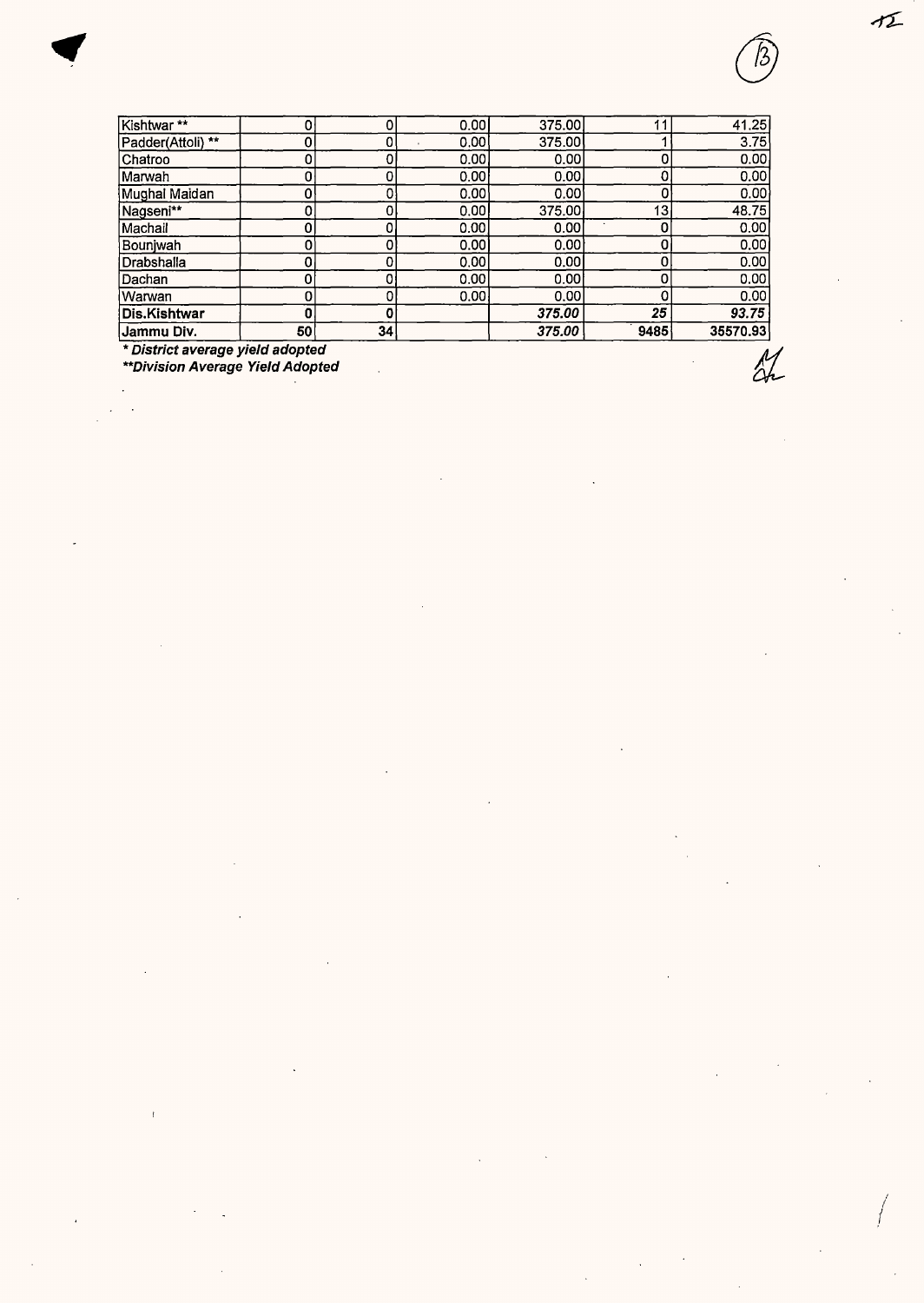| Kishtwar ** | 0 | 0 | 0.00 | 375.00 | 11 | 41.25 |
|---|---|---|---|---|---|---|
| Padder(Attoli) ** | 0 | 0 | 0.00 | 375.00 | 1 | 3.75 |
| Chatroo | 0 | 0 | 0.00 | 0.00 | 0 | 0.00 |
| Marwah | 0 | 0 | 0.00 | 0.00 | 0 | 0.00 |
| Mughal Maidan | 0 | 0 | 0.00 | 0.00 | 0 | 0.00 |
| Nagseni** | 0 | 0 | 0.00 | 375.00 | 13 | 48.75 |
| Machail | 0 | 0 | 0.00 | 0.00 | 0 | 0.00 |
| Bounjwah | 0 | 0 | 0.00 | 0.00 | 0 | 0.00 |
| Drabshalla | 0 | 0 | 0.00 | 0.00 | 0 | 0.00 |
| Dachan | 0 | 0 | 0.00 | 0.00 | 0 | 0.00 |
| Warwan | 0 | 0 | 0.00 | 0.00 | 0 | 0.00 |
| **Dis.Kishtwar** | **0** | **0** | | ***375.00*** | ***25*** | ***93.75*** |
| **Jammu Div.** | **50** | **34** | | ***375.00*** | **9485** | **35570.93** |

***District average yield adopted***

*****Division Average Yield Adopted***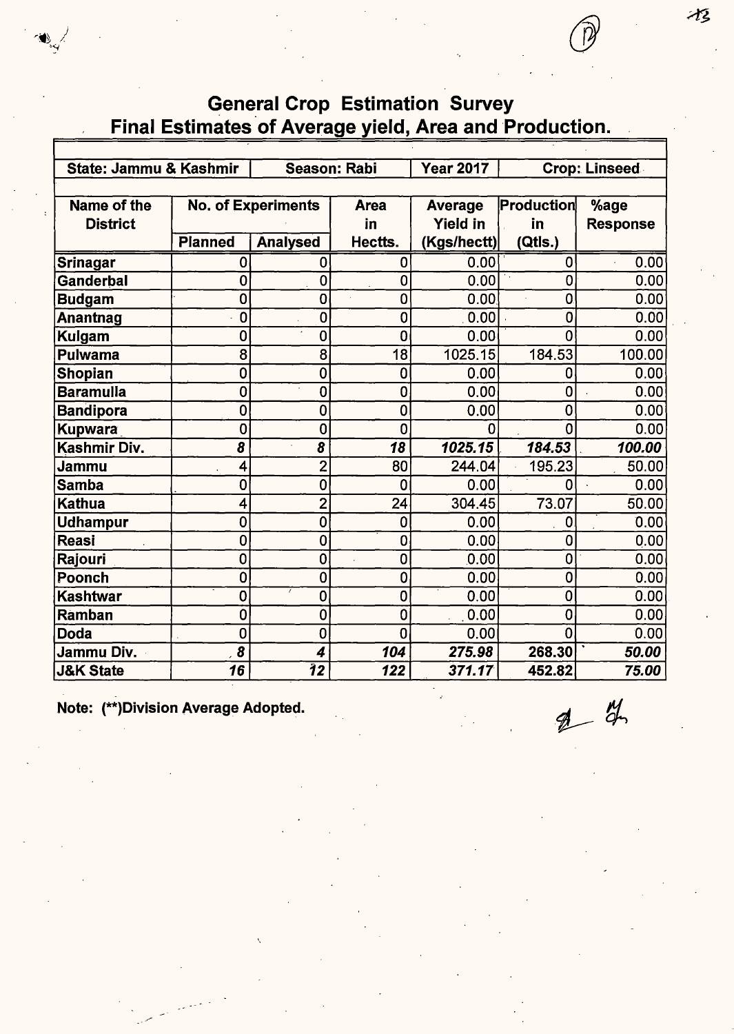# General Crop Estimation Survey
## Final Estimates of Average yield, Area and Production.

| State: Jammu & Kashmir | | Season: Rabi | | Year 2017 | Crop: Linseed | |
|---|---|---|---|---|---|---|
| **Name of the District** | **No. of Experiments** | | **Area in Hectts.** | **Average Yield in (Kgs/hectt)** | **Production in (Qtls.)** | **%age Response** |
| | **Planned** | **Analysed** | | | | |
| Srinagar | 0 | 0 | 0 | 0.00 | 0 | 0.00 |
| Ganderbal | 0 | 0 | 0 | 0.00 | 0 | 0.00 |
| Budgam | 0 | 0 | 0 | 0.00 | 0 | 0.00 |
| Anantnag | 0 | 0 | 0 | 0.00 | 0 | 0.00 |
| Kulgam | 0 | 0 | 0 | 0.00 | 0 | 0.00 |
| Pulwama | 8 | 8 | 18 | 1025.15 | 184.53 | 100.00 |
| Shopian | 0 | 0 | 0 | 0.00 | 0 | 0.00 |
| Baramulla | 0 | 0 | 0 | 0.00 | 0 | 0.00 |
| Bandipora | 0 | 0 | 0 | 0.00 | 0 | 0.00 |
| Kupwara | 0 | 0 | 0 | 0 | 0 | 0.00 |
| **Kashmir Div.** | ***8*** | ***8*** | ***18*** | ***1025.15*** | ***184.53*** | ***100.00*** |
| Jammu | 4 | 2 | 80 | 244.04 | 195.23 | 50.00 |
| Samba | 0 | 0 | 0 | 0.00 | 0 | 0.00 |
| Kathua | 4 | 2 | 24 | 304.45 | 73.07 | 50.00 |
| Udhampur | 0 | 0 | 0 | 0.00 | 0 | 0.00 |
| Reasi | 0 | 0 | 0 | 0.00 | 0 | 0.00 |
| Rajouri | 0 | 0 | 0 | 0.00 | 0 | 0.00 |
| Poonch | 0 | 0 | 0 | 0.00 | 0 | 0.00 |
| Kashtwar | 0 | 0 | 0 | 0.00 | 0 | 0.00 |
| Ramban | 0 | 0 | 0 | 0.00 | 0 | 0.00 |
| Doda | 0 | 0 | 0 | 0.00 | 0 | 0.00 |
| **Jammu Div.** | ***8*** | ***4*** | ***104*** | ***275.98*** | **268.30** | ***50.00*** |
| **J&K State** | ***16*** | ***12*** | ***122*** | ***371.17*** | **452.82** | ***75.00*** |

**Note: (**)Division Average Adopted.**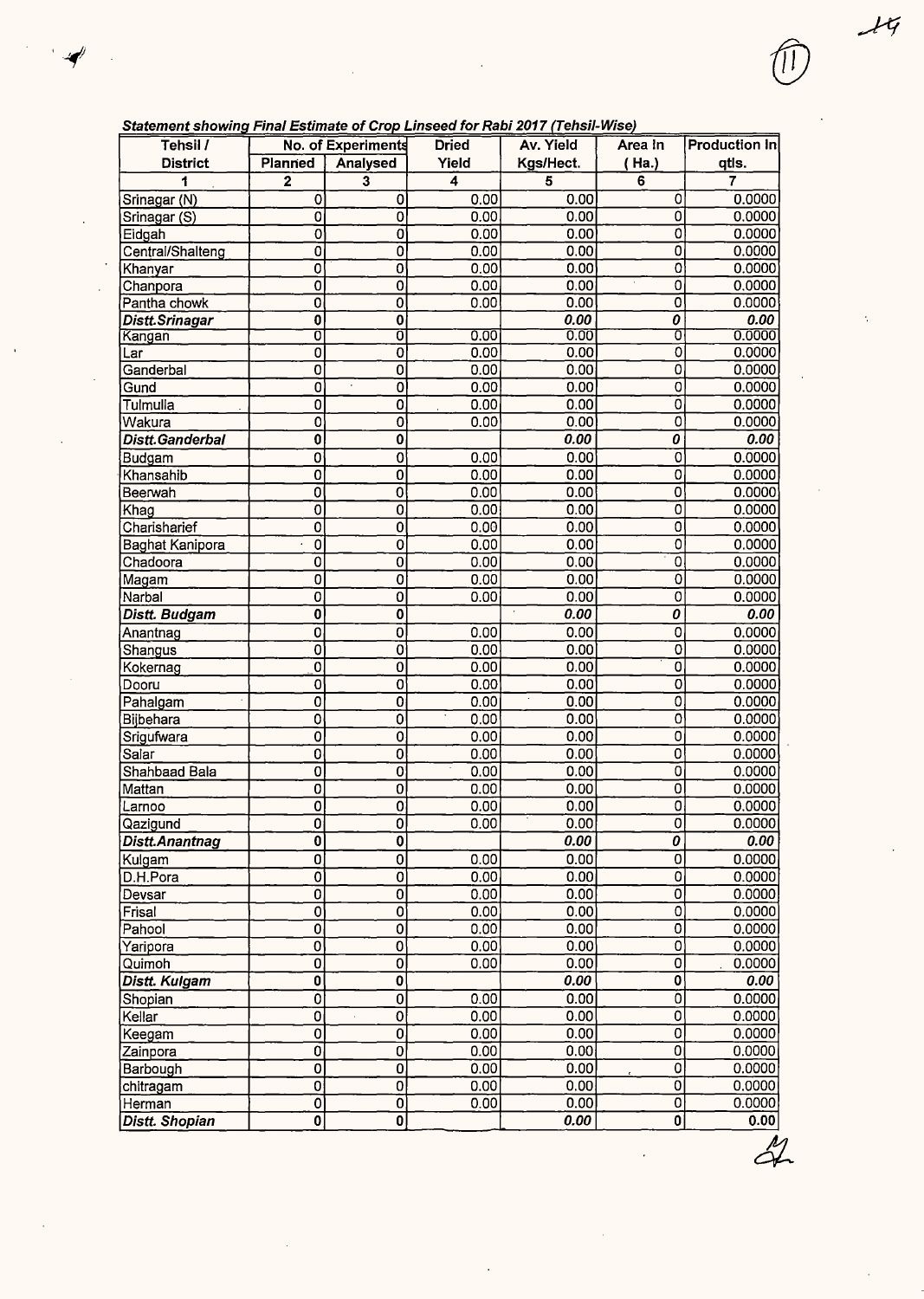***Statement showing Final Estimate of Crop Linseed for Rabi 2017 (Tehsil-Wise)***

| Tehsil / District | No. of Experiments | | Dried Yield | Av. Yield Kgs/Hect. | Area In ( Ha.) | Production In qtls. |
|---|---|---|---|---|---|---|
| | Planned | Analysed | | | | |
| 1 | 2 | 3 | 4 | 5 | 6 | 7 |
| Srinagar (N) | 0 | 0 | 0.00 | 0.00 | 0 | 0.0000 |
| Srinagar (S) | 0 | 0 | 0.00 | 0.00 | 0 | 0.0000 |
| Eidgah | 0 | 0 | 0.00 | 0.00 | 0 | 0.0000 |
| Central/Shalteng | 0 | 0 | 0.00 | 0.00 | 0 | 0.0000 |
| Khanyar | 0 | 0 | 0.00 | 0.00 | 0 | 0.0000 |
| Chanpora | 0 | 0 | 0.00 | 0.00 | 0 | 0.0000 |
| Pantha chowk | 0 | 0 | 0.00 | 0.00 | 0 | 0.0000 |
| ***Distt.Srinagar*** | **0** | **0** | | ***0.00*** | ***0*** | ***0.00*** |
| Kangan | 0 | 0 | 0.00 | 0.00 | 0 | 0.0000 |
| Lar | 0 | 0 | 0.00 | 0.00 | 0 | 0.0000 |
| Ganderbal | 0 | 0 | 0.00 | 0.00 | 0 | 0.0000 |
| Gund | 0 | 0 | 0.00 | 0.00 | 0 | 0.0000 |
| Tulmulla | 0 | 0 | 0.00 | 0.00 | 0 | 0.0000 |
| Wakura | 0 | 0 | 0.00 | 0.00 | 0 | 0.0000 |
| ***Distt.Ganderbal*** | **0** | **0** | | ***0.00*** | ***0*** | ***0.00*** |
| Budgam | 0 | 0 | 0.00 | 0.00 | 0 | 0.0000 |
| Khansahib | 0 | 0 | 0.00 | 0.00 | 0 | 0.0000 |
| Beerwah | 0 | 0 | 0.00 | 0.00 | 0 | 0.0000 |
| Khag | 0 | 0 | 0.00 | 0.00 | 0 | 0.0000 |
| Charisharief | 0 | 0 | 0.00 | 0.00 | 0 | 0.0000 |
| Baghat Kanipora | 0 | 0 | 0.00 | 0.00 | 0 | 0.0000 |
| Chadoora | 0 | 0 | 0.00 | 0.00 | 0 | 0.0000 |
| Magam | 0 | 0 | 0.00 | 0.00 | 0 | 0.0000 |
| Narbal | 0 | 0 | 0.00 | 0.00 | 0 | 0.0000 |
| ***Distt. Budgam*** | **0** | **0** | | ***0.00*** | ***0*** | ***0.00*** |
| Anantnag | 0 | 0 | 0.00 | 0.00 | 0 | 0.0000 |
| Shangus | 0 | 0 | 0.00 | 0.00 | 0 | 0.0000 |
| Kokernag | 0 | 0 | 0.00 | 0.00 | 0 | 0.0000 |
| Dooru | 0 | 0 | 0.00 | 0.00 | 0 | 0.0000 |
| Pahalgam | 0 | 0 | 0.00 | 0.00 | 0 | 0.0000 |
| Bijbehara | 0 | 0 | 0.00 | 0.00 | 0 | 0.0000 |
| Srigufwara | 0 | 0 | 0.00 | 0.00 | 0 | 0.0000 |
| Salar | 0 | 0 | 0.00 | 0.00 | 0 | 0.0000 |
| Shahbaad Bala | 0 | 0 | 0.00 | 0.00 | 0 | 0.0000 |
| Mattan | 0 | 0 | 0.00 | 0.00 | 0 | 0.0000 |
| Larnoo | 0 | 0 | 0.00 | 0.00 | 0 | 0.0000 |
| Qazigund | 0 | 0 | 0.00 | 0.00 | 0 | 0.0000 |
| ***Distt.Anantnag*** | **0** | **0** | | ***0.00*** | ***0*** | ***0.00*** |
| Kulgam | 0 | 0 | 0.00 | 0.00 | 0 | 0.0000 |
| D.H.Pora | 0 | 0 | 0.00 | 0.00 | 0 | 0.0000 |
| Devsar | 0 | 0 | 0.00 | 0.00 | 0 | 0.0000 |
| Frisal | 0 | 0 | 0.00 | 0.00 | 0 | 0.0000 |
| Pahool | 0 | 0 | 0.00 | 0.00 | 0 | 0.0000 |
| Yaripora | 0 | 0 | 0.00 | 0.00 | 0 | 0.0000 |
| Quimoh | 0 | 0 | 0.00 | 0.00 | 0 | 0.0000 |
| ***Distt. Kulgam*** | **0** | **0** | | ***0.00*** | **0** | ***0.00*** |
| Shopian | 0 | 0 | 0.00 | 0.00 | 0 | 0.0000 |
| Kellar | 0 | 0 | 0.00 | 0.00 | 0 | 0.0000 |
| Keegam | 0 | 0 | 0.00 | 0.00 | 0 | 0.0000 |
| Zainpora | 0 | 0 | 0.00 | 0.00 | 0 | 0.0000 |
| Barbough | 0 | 0 | 0.00 | 0.00 | 0 | 0.0000 |
| chitragam | 0 | 0 | 0.00 | 0.00 | 0 | 0.0000 |
| Herman | 0 | 0 | 0.00 | 0.00 | 0 | 0.0000 |
| ***Distt. Shopian*** | **0** | **0** | | ***0.00*** | **0** | **0.00** |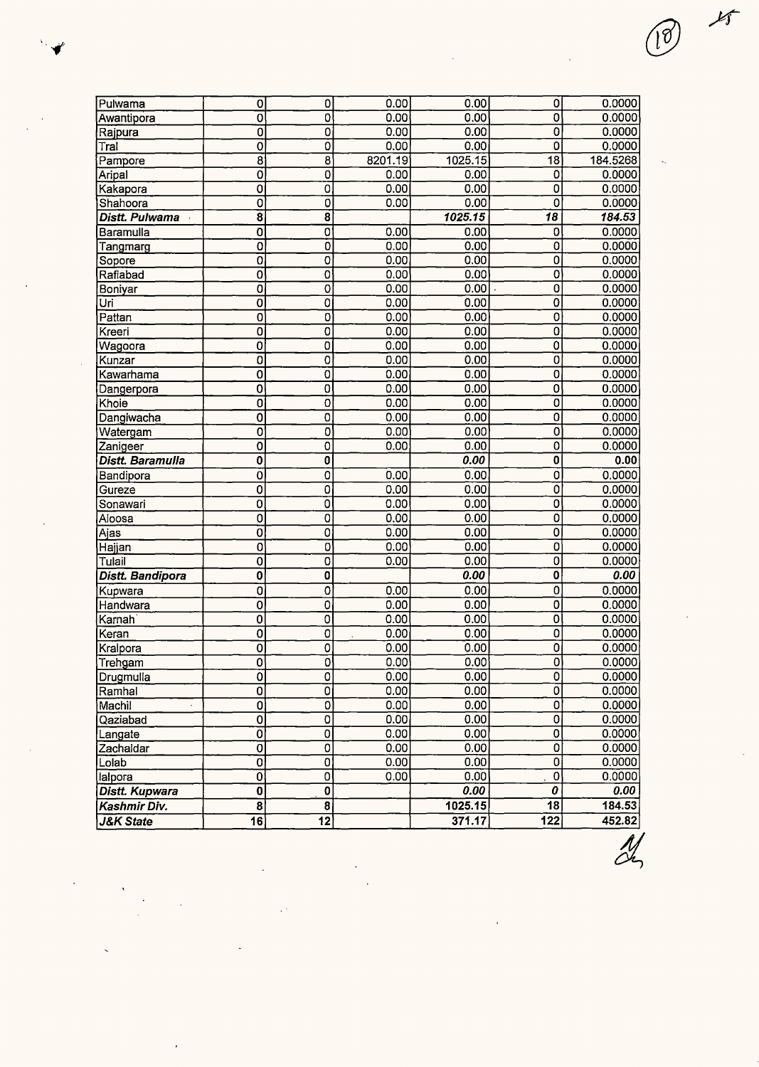| | | | | | | |
|---|---|---|---|---|---|---|
| Pulwama | 0 | 0 | 0.00 | 0.00 | 0 | 0.0000 |
| Awantipora | 0 | 0 | 0.00 | 0.00 | 0 | 0.0000 |
| Rajpura | 0 | 0 | 0.00 | 0.00 | 0 | 0.0000 |
| Tral | 0 | 0 | 0.00 | 0.00 | 0 | 0.0000 |
| Pampore | 8 | 8 | 8201.19 | 1025.15 | 18 | 184.5268 |
| Aripal | 0 | 0 | 0.00 | 0.00 | 0 | 0.0000 |
| Kakapora | 0 | 0 | 0.00 | 0.00 | 0 | 0.0000 |
| Shahoora | 0 | 0 | 0.00 | 0.00 | 0 | 0.0000 |
| ***Distt. Pulwama*** | **8** | **8** | | ***1025.15*** | ***18*** | ***184.53*** |
| Baramulla | 0 | 0 | 0.00 | 0.00 | 0 | 0.0000 |
| Tangmarg | 0 | 0 | 0.00 | 0.00 | 0 | 0.0000 |
| Sopore | 0 | 0 | 0.00 | 0.00 | 0 | 0.0000 |
| Rafiabad | 0 | 0 | 0.00 | 0.00 | 0 | 0.0000 |
| Boniyar | 0 | 0 | 0.00 | 0.00 | 0 | 0.0000 |
| Uri | 0 | 0 | 0.00 | 0.00 | 0 | 0.0000 |
| Pattan | 0 | 0 | 0.00 | 0.00 | 0 | 0.0000 |
| Kreeri | 0 | 0 | 0.00 | 0.00 | 0 | 0.0000 |
| Wagoora | 0 | 0 | 0.00 | 0.00 | 0 | 0.0000 |
| Kunzar | 0 | 0 | 0.00 | 0.00 | 0 | 0.0000 |
| Kawarhama | 0 | 0 | 0.00 | 0.00 | 0 | 0.0000 |
| Dangerpora | 0 | 0 | 0.00 | 0.00 | 0 | 0.0000 |
| Khoie | 0 | 0 | 0.00 | 0.00 | 0 | 0.0000 |
| Dangiwacha | 0 | 0 | 0.00 | 0.00 | 0 | 0.0000 |
| Watergam | 0 | 0 | 0.00 | 0.00 | 0 | 0.0000 |
| Zanigeer | 0 | 0 | 0.00 | 0.00 | 0 | 0.0000 |
| ***Distt. Baramulla*** | **0** | **0** | | ***0.00*** | **0** | **0.00** |
| Bandipora | 0 | 0 | 0.00 | 0.00 | 0 | 0.0000 |
| Gureze | 0 | 0 | 0.00 | 0.00 | 0 | 0.0000 |
| Sonawari | 0 | 0 | 0.00 | 0.00 | 0 | 0.0000 |
| Aloosa | 0 | 0 | 0.00 | 0.00 | 0 | 0.0000 |
| Ajas | 0 | 0 | 0.00 | 0.00 | 0 | 0.0000 |
| Hajjan | 0 | 0 | 0.00 | 0.00 | 0 | 0.0000 |
| Tulail | 0 | 0 | 0.00 | 0.00 | 0 | 0.0000 |
| ***Distt. Bandipora*** | **0** | **0** | | ***0.00*** | **0** | ***0.00*** |
| Kupwara | 0 | 0 | 0.00 | 0.00 | 0 | 0.0000 |
| Handwara | 0 | 0 | 0.00 | 0.00 | 0 | 0.0000 |
| Karnah | 0 | 0 | 0.00 | 0.00 | 0 | 0.0000 |
| Keran | 0 | 0 | 0.00 | 0.00 | 0 | 0.0000 |
| Kralpora | 0 | 0 | 0.00 | 0.00 | 0 | 0.0000 |
| Trehgam | 0 | 0 | 0.00 | 0.00 | 0 | 0.0000 |
| Drugmulla | 0 | 0 | 0.00 | 0.00 | 0 | 0.0000 |
| Ramhal | 0 | 0 | 0.00 | 0.00 | 0 | 0.0000 |
| Machil | 0 | 0 | 0.00 | 0.00 | 0 | 0.0000 |
| Qaziabad | 0 | 0 | 0.00 | 0.00 | 0 | 0.0000 |
| Langate | 0 | 0 | 0.00 | 0.00 | 0 | 0.0000 |
| Zachaldar | 0 | 0 | 0.00 | 0.00 | 0 | 0.0000 |
| Lolab | 0 | 0 | 0.00 | 0.00 | 0 | 0.0000 |
| lalpora | 0 | 0 | 0.00 | 0.00 | 0 | 0.0000 |
| ***Distt. Kupwara*** | **0** | **0** | | ***0.00*** | ***0*** | ***0.00*** |
| ***Kashmir Div.*** | **8** | **8** | | **1025.15** | **18** | **184.53** |
| ***J&K State*** | **16** | **12** | | **371.17** | **122** | **452.82** |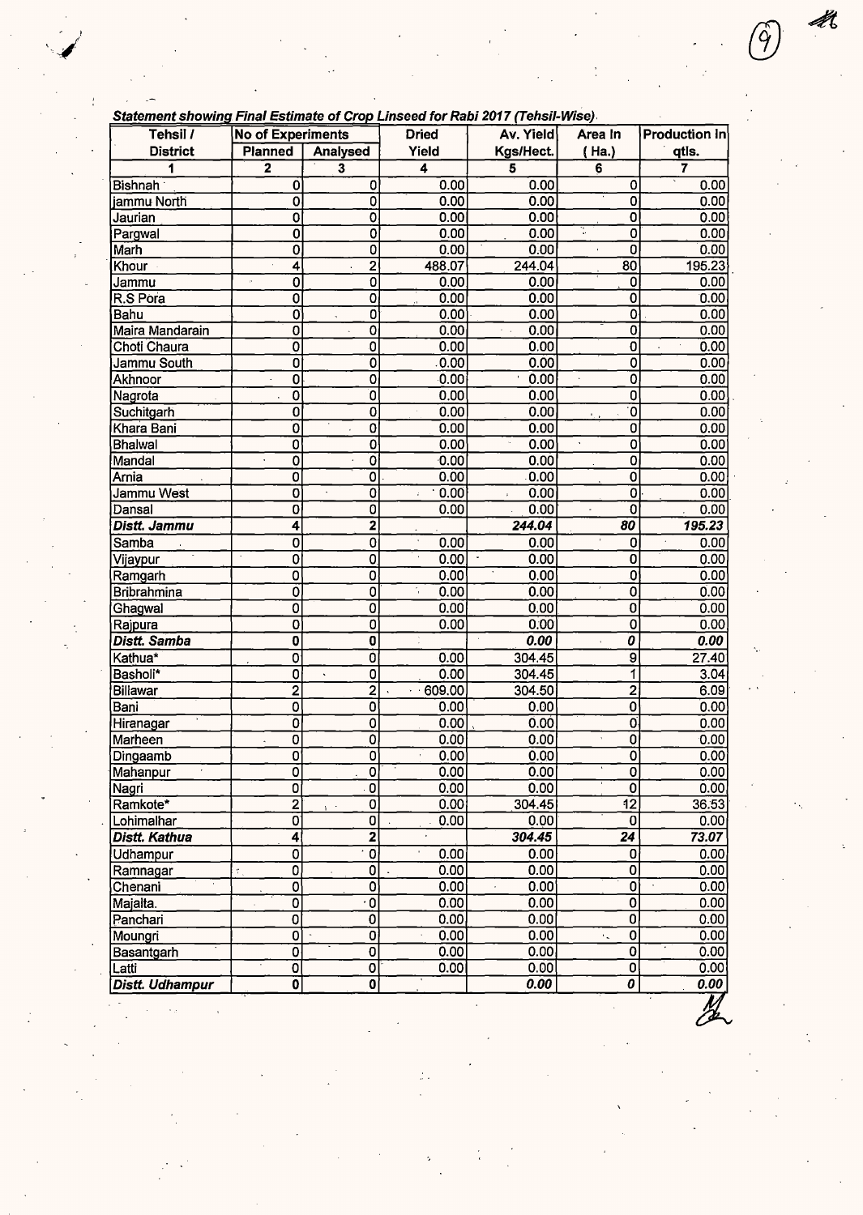*Statement showing Final Estimate of Crop Linseed for Rabi 2017 (Tehsil-Wise)*

| Tehsil / District | No of Experiments | | Dried Yield | Av. Yield Kgs/Hect. | Area In (Ha.) | Production In qtls. |
|---|---|---|---|---|---|---|
| | Planned | Analysed | | | | |
| 1 | 2 | 3 | 4 | 5 | 6 | 7 |
| Bishnah | 0 | 0 | 0.00 | 0.00 | 0 | 0.00 |
| jammu North | 0 | 0 | 0.00 | 0.00 | 0 | 0.00 |
| Jaurian | 0 | 0 | 0.00 | 0.00 | 0 | 0.00 |
| Pargwal | 0 | 0 | 0.00 | 0.00 | 0 | 0.00 |
| Marh | 0 | 0 | 0.00 | 0.00 | 0 | 0.00 |
| Khour | 4 | 2 | 488.07 | 244.04 | 80 | 195.23 |
| Jammu | 0 | 0 | 0.00 | 0.00 | 0 | 0.00 |
| R.S Pora | 0 | 0 | 0.00 | 0.00 | 0 | 0.00 |
| Bahu | 0 | 0 | 0.00 | 0.00 | 0 | 0.00 |
| Maira Mandarain | 0 | 0 | 0.00 | 0.00 | 0 | 0.00 |
| Choti Chaura | 0 | 0 | 0.00 | 0.00 | 0 | 0.00 |
| Jammu South | 0 | 0 | 0.00 | 0.00 | 0 | 0.00 |
| Akhnoor | 0 | 0 | 0.00 | 0.00 | 0 | 0.00 |
| Nagrota | 0 | 0 | 0.00 | 0.00 | 0 | 0.00 |
| Suchitgarh | 0 | 0 | 0.00 | 0.00 | 0 | 0.00 |
| Khara Bani | 0 | 0 | 0.00 | 0.00 | 0 | 0.00 |
| Bhalwal | 0 | 0 | 0.00 | 0.00 | 0 | 0.00 |
| Mandal | 0 | 0 | 0.00 | 0.00 | 0 | 0.00 |
| Arnia | 0 | 0 | 0.00 | 0.00 | 0 | 0.00 |
| Jammu West | 0 | 0 | 0.00 | 0.00 | 0 | 0.00 |
| Dansal | 0 | 0 | 0.00 | 0.00 | 0 | 0.00 |
| ***Distt. Jammu*** | **4** | **2** | | ***244.04*** | ***80*** | ***195.23*** |
| Samba | 0 | 0 | 0.00 | 0.00 | 0 | 0.00 |
| Vijaypur | 0 | 0 | 0.00 | 0.00 | 0 | 0.00 |
| Ramgarh | 0 | 0 | 0.00 | 0.00 | 0 | 0.00 |
| Bribrahmina | 0 | 0 | 0.00 | 0.00 | 0 | 0.00 |
| Ghagwal | 0 | 0 | 0.00 | 0.00 | 0 | 0.00 |
| Rajpura | 0 | 0 | 0.00 | 0.00 | 0 | 0.00 |
| ***Distt. Samba*** | **0** | **0** | | ***0.00*** | ***0*** | ***0.00*** |
| Kathua* | 0 | 0 | 0.00 | 304.45 | 9 | 27.40 |
| Basholi* | 0 | 0 | 0.00 | 304.45 | 1 | 3.04 |
| Billawar | 2 | 2 | 609.00 | 304.50 | 2 | 6.09 |
| Bani | 0 | 0 | 0.00 | 0.00 | 0 | 0.00 |
| Hiranagar | 0 | 0 | 0.00 | 0.00 | 0 | 0.00 |
| Marheen | 0 | 0 | 0.00 | 0.00 | 0 | 0.00 |
| Dingaamb | 0 | 0 | 0.00 | 0.00 | 0 | 0.00 |
| Mahanpur | 0 | 0 | 0.00 | 0.00 | 0 | 0.00 |
| Nagri | 0 | 0 | 0.00 | 0.00 | 0 | 0.00 |
| Ramkote* | 2 | 0 | 0.00 | 304.45 | 12 | 36.53 |
| Lohimalhar | 0 | 0 | 0.00 | 0.00 | 0 | 0.00 |
| ***Distt. Kathua*** | **4** | **2** | | ***304.45*** | ***24*** | ***73.07*** |
| Udhampur | 0 | 0 | 0.00 | 0.00 | 0 | 0.00 |
| Ramnagar | 0 | 0 | 0.00 | 0.00 | 0 | 0.00 |
| Chenani | 0 | 0 | 0.00 | 0.00 | 0 | 0.00 |
| Majalta. | 0 | 0 | 0.00 | 0.00 | 0 | 0.00 |
| Panchari | 0 | 0 | 0.00 | 0.00 | 0 | 0.00 |
| Moungri | 0 | 0 | 0.00 | 0.00 | 0 | 0.00 |
| Basantgarh | 0 | 0 | 0.00 | 0.00 | 0 | 0.00 |
| Latti | 0 | 0 | 0.00 | 0.00 | 0 | 0.00 |
| ***Distt. Udhampur*** | **0** | **0** | | ***0.00*** | ***0*** | ***0.00*** |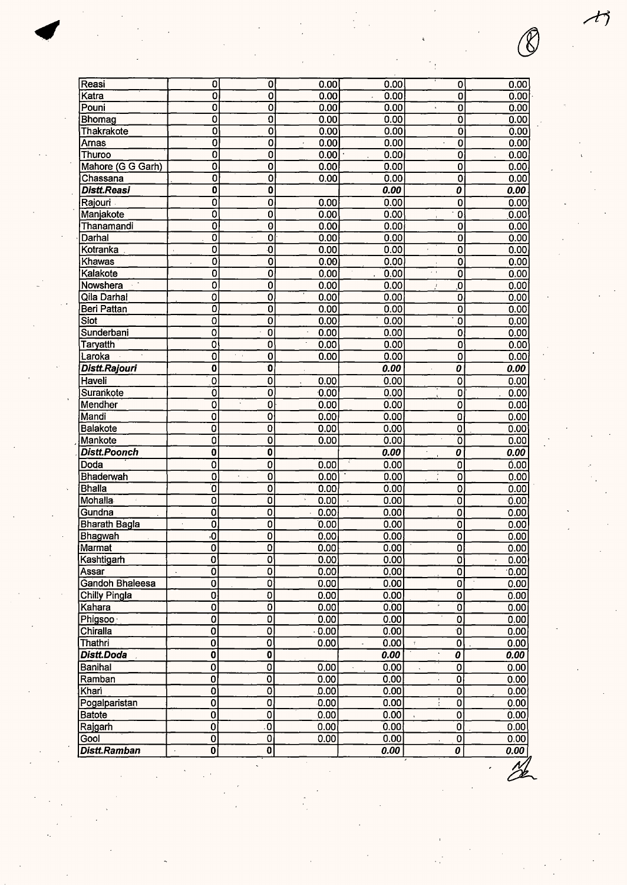| | | | | | | |
|---|---|---|---|---|---|---|
| Reasi | 0 | 0 | 0.00 | 0.00 | 0 | 0.00 |
| Katra | 0 | 0 | 0.00 | 0.00 | 0 | 0.00 |
| Pouni | 0 | 0 | 0.00 | 0.00 | 0 | 0.00 |
| Bhomag | 0 | 0 | 0.00 | 0.00 | 0 | 0.00 |
| Thakrakote | 0 | 0 | 0.00 | 0.00 | 0 | 0.00 |
| Arnas | 0 | 0 | 0.00 | 0.00 | 0 | 0.00 |
| Thuroo | 0 | 0 | 0.00 | 0.00 | 0 | 0.00 |
| Mahore (G G Garh) | 0 | 0 | 0.00 | 0.00 | 0 | 0.00 |
| Chassana | 0 | 0 | 0.00 | 0.00 | 0 | 0.00 |
| ***Distt.Reasi*** | **0** | **0** | | ***0.00*** | ***0*** | ***0.00*** |
| Rajouri | 0 | 0 | 0.00 | 0.00 | 0 | 0.00 |
| Manjakote | 0 | 0 | 0.00 | 0.00 | 0 | 0.00 |
| Thanamandi | 0 | 0 | 0.00 | 0.00 | 0 | 0.00 |
| Darhal | 0 | 0 | 0.00 | 0.00 | 0 | 0.00 |
| Kotranka | 0 | 0 | 0.00 | 0.00 | 0 | 0.00 |
| Khawas | 0 | 0 | 0.00 | 0.00 | 0 | 0.00 |
| Kalakote | 0 | 0 | 0.00 | 0.00 | 0 | 0.00 |
| Nowshera | 0 | 0 | 0.00 | 0.00 | 0 | 0.00 |
| Qila Darhal | 0 | 0 | 0.00 | 0.00 | 0 | 0.00 |
| Beri Pattan | 0 | 0 | 0.00 | 0.00 | 0 | 0.00 |
| Siot | 0 | 0 | 0.00 | 0.00 | 0 | 0.00 |
| Sunderbani | 0 | 0 | 0.00 | 0.00 | 0 | 0.00 |
| Taryatth | 0 | 0 | 0.00 | 0.00 | 0 | 0.00 |
| Laroka | 0 | 0 | 0.00 | 0.00 | 0 | 0.00 |
| ***Distt.Rajouri*** | **0** | **0** | | ***0.00*** | ***0*** | ***0.00*** |
| Haveli | 0 | 0 | 0.00 | 0.00 | 0 | 0.00 |
| Surankote | 0 | 0 | 0.00 | 0.00 | 0 | 0.00 |
| Mendher | 0 | 0 | 0.00 | 0.00 | 0 | 0.00 |
| Mandi | 0 | 0 | 0.00 | 0.00 | 0 | 0.00 |
| Balakote | 0 | 0 | 0.00 | 0.00 | 0 | 0.00 |
| Mankote | 0 | 0 | 0.00 | 0.00 | 0 | 0.00 |
| ***Distt.Poonch*** | **0** | **0** | | ***0.00*** | ***0*** | ***0.00*** |
| Doda | 0 | 0 | 0.00 | 0.00 | 0 | 0.00 |
| Bhaderwah | 0 | 0 | 0.00 | 0.00 | 0 | 0.00 |
| Bhalla | 0 | 0 | 0.00 | 0.00 | 0 | 0.00 |
| Mohalla | 0 | 0 | 0.00 | 0.00 | 0 | 0.00 |
| Gundna | 0 | 0 | 0.00 | 0.00 | 0 | 0.00 |
| Bharath Bagla | 0 | 0 | 0.00 | 0.00 | 0 | 0.00 |
| Bhagwah | 0 | 0 | 0.00 | 0.00 | 0 | 0.00 |
| Marmat | 0 | 0 | 0.00 | 0.00 | 0 | 0.00 |
| Kashtigarh | 0 | 0 | 0.00 | 0.00 | 0 | 0.00 |
| Assar | 0 | 0 | 0.00 | 0.00 | 0 | 0.00 |
| Gandoh Bhaleesa | 0 | 0 | 0.00 | 0.00 | 0 | 0.00 |
| Chilly Pingla | 0 | 0 | 0.00 | 0.00 | 0 | 0.00 |
| Kahara | 0 | 0 | 0.00 | 0.00 | 0 | 0.00 |
| Phigsoo | 0 | 0 | 0.00 | 0.00 | 0 | 0.00 |
| Chiralla | 0 | 0 | 0.00 | 0.00 | 0 | 0.00 |
| Thathri | 0 | 0 | 0.00 | 0.00 | 0 | 0.00 |
| ***Distt.Doda*** | **0** | **0** | | ***0.00*** | ***0*** | ***0.00*** |
| Banihal | 0 | 0 | 0.00 | 0.00 | 0 | 0.00 |
| Ramban | 0 | 0 | 0.00 | 0.00 | 0 | 0.00 |
| Khari | 0 | 0 | 0.00 | 0.00 | 0 | 0.00 |
| Pogalparistan | 0 | 0 | 0.00 | 0.00 | 0 | 0.00 |
| Batote | 0 | 0 | 0.00 | 0.00 | 0 | 0.00 |
| Rajgarh | 0 | 0 | 0.00 | 0.00 | 0 | 0.00 |
| Gool | 0 | 0 | 0.00 | 0.00 | 0 | 0.00 |
| ***Distt.Ramban*** | **0** | **0** | | ***0.00*** | ***0*** | ***0.00*** |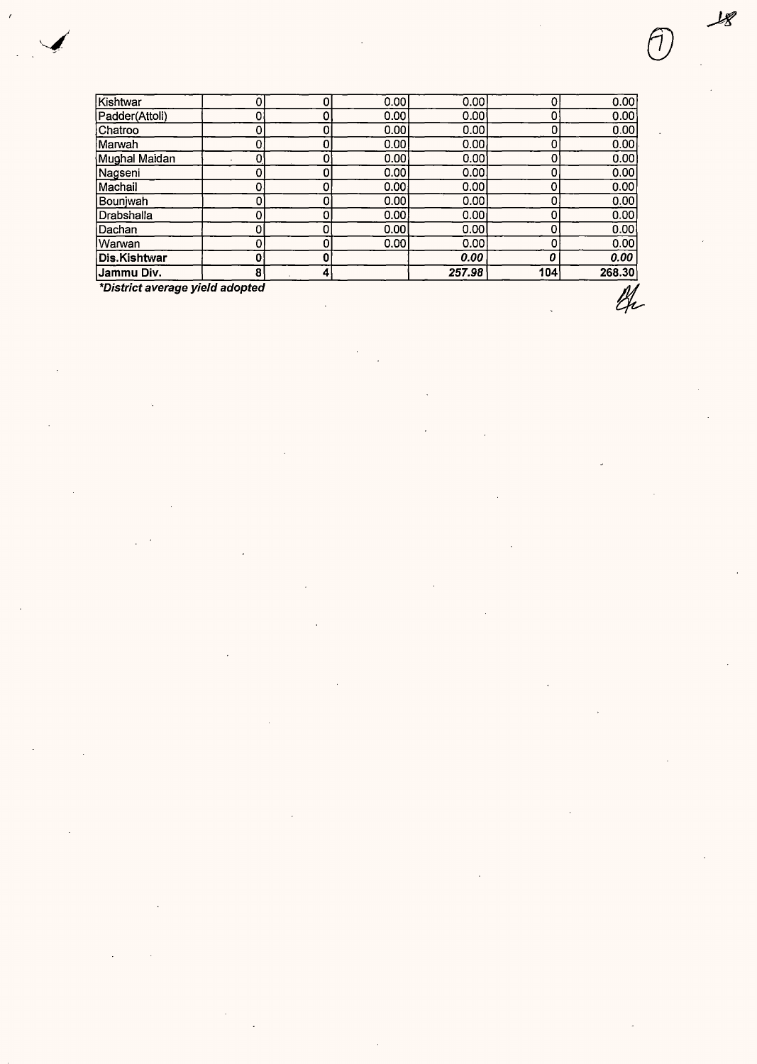| | | | | | | |
|---|---|---|---|---|---|---|
| Kishtwar | 0 | 0 | 0.00 | 0.00 | 0 | 0.00 |
| Padder(Attoli) | 0 | 0 | 0.00 | 0.00 | 0 | 0.00 |
| Chatroo | 0 | 0 | 0.00 | 0.00 | 0 | 0.00 |
| Marwah | 0 | 0 | 0.00 | 0.00 | 0 | 0.00 |
| Mughal Maidan | 0 | 0 | 0.00 | 0.00 | 0 | 0.00 |
| Nagseni | 0 | 0 | 0.00 | 0.00 | 0 | 0.00 |
| Machail | 0 | 0 | 0.00 | 0.00 | 0 | 0.00 |
| Bounjwah | 0 | 0 | 0.00 | 0.00 | 0 | 0.00 |
| Drabshalla | 0 | 0 | 0.00 | 0.00 | 0 | 0.00 |
| Dachan | 0 | 0 | 0.00 | 0.00 | 0 | 0.00 |
| Warwan | 0 | 0 | 0.00 | 0.00 | 0 | 0.00 |
| **Dis.Kishtwar** | **0** | **0** | | ***0.00*** | ***0*** | ***0.00*** |
| **Jammu Div.** | **8** | **4** | | ***257.98*** | **104** | **268.30** |

***District average yield adopted***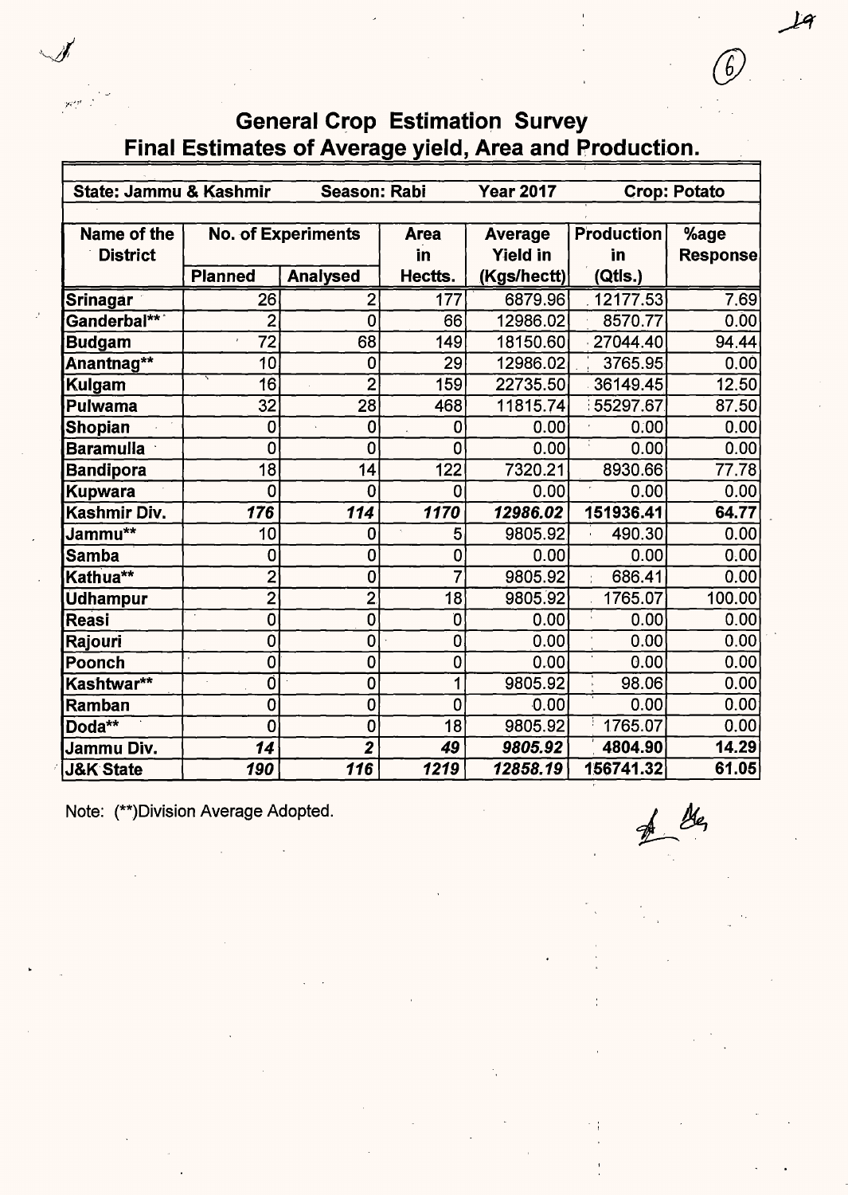## General Crop Estimation Survey

## Final Estimates of Average yield, Area and Production.

| State: Jammu & Kashmir | | Season: Rabi | | Year 2017 | Crop: Potato | |
|---|---|---|---|---|---|---|
| Name of the District | No. of Experiments | | Area in Hectts. | Average Yield in (Kgs/hectt) | Production in (Qtls.) | %age Response |
| | Planned | Analysed | | | | |
| Srinagar | 26 | 2 | 177 | 6879.96 | 12177.53 | 7.69 |
| Ganderbal** | 2 | 0 | 66 | 12986.02 | 8570.77 | 0.00 |
| Budgam | 72 | 68 | 149 | 18150.60 | 27044.40 | 94.44 |
| Anantnag** | 10 | 0 | 29 | 12986.02 | 3765.95 | 0.00 |
| Kulgam | 16 | 2 | 159 | 22735.50 | 36149.45 | 12.50 |
| Pulwama | 32 | 28 | 468 | 11815.74 | 55297.67 | 87.50 |
| Shopian | 0 | 0 | 0 | 0.00 | 0.00 | 0.00 |
| Baramulla | 0 | 0 | 0 | 0.00 | 0.00 | 0.00 |
| Bandipora | 18 | 14 | 122 | 7320.21 | 8930.66 | 77.78 |
| Kupwara | 0 | 0 | 0 | 0.00 | 0.00 | 0.00 |
| **Kashmir Div.** | ***176*** | ***114*** | ***1170*** | ***12986.02*** | **151936.41** | **64.77** |
| Jammu** | 10 | 0 | 5 | 9805.92 | 490.30 | 0.00 |
| Samba | 0 | 0 | 0 | 0.00 | 0.00 | 0.00 |
| Kathua** | 2 | 0 | 7 | 9805.92 | 686.41 | 0.00 |
| Udhampur | 2 | 2 | 18 | 9805.92 | 1765.07 | 100.00 |
| Reasi | 0 | 0 | 0 | 0.00 | 0.00 | 0.00 |
| Rajouri | 0 | 0 | 0 | 0.00 | 0.00 | 0.00 |
| Poonch | 0 | 0 | 0 | 0.00 | 0.00 | 0.00 |
| Kashtwar** | 0 | 0 | 1 | 9805.92 | 98.06 | 0.00 |
| Ramban | 0 | 0 | 0 | 0.00 | 0.00 | 0.00 |
| Doda** | 0 | 0 | 18 | 9805.92 | 1765.07 | 0.00 |
| **Jammu Div.** | ***14*** | ***2*** | ***49*** | ***9805.92*** | **4804.90** | **14.29** |
| **J&K State** | ***190*** | ***116*** | ***1219*** | ***12858.19*** | **156741.32** | **61.05** |

Note: (**)Division Average Adopted.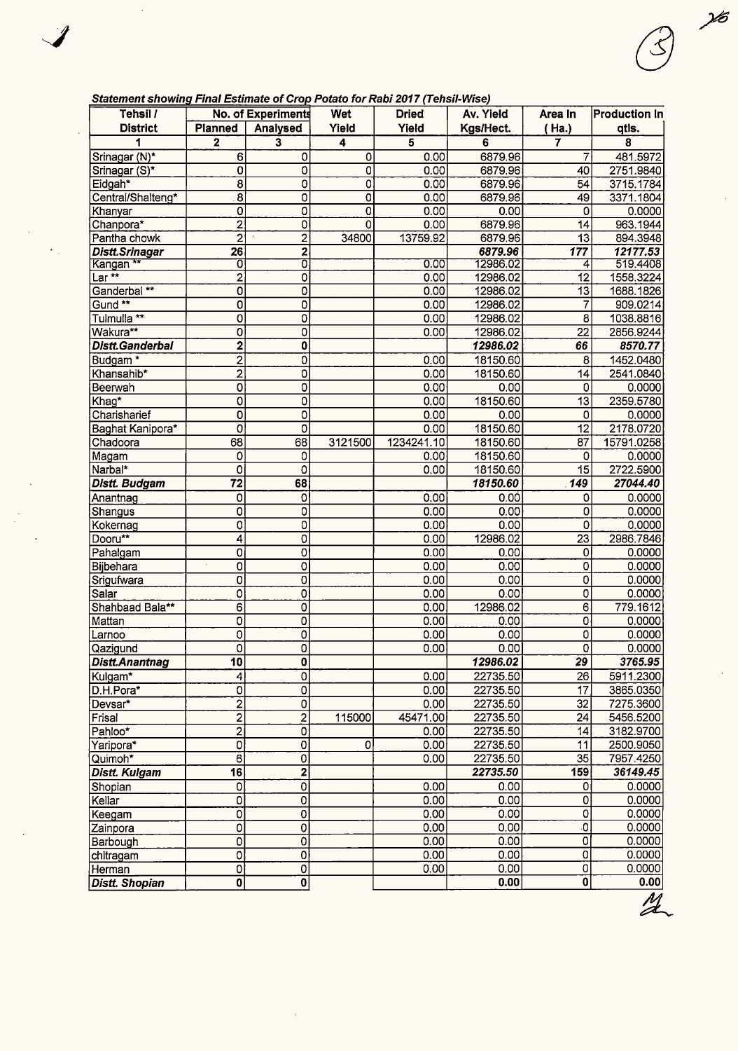***Statement showing Final Estimate of Crop Potato for Rabi 2017 (Tehsil-Wise)***

| Tehsil / District | No. of Experiments | | Wet Yield | Dried Yield | Av. Yield Kgs/Hect. | Area In ( Ha.) | Production In qtls. |
|---|---|---|---|---|---|---|---|
| | Planned | Analysed | | | | | |
| 1 | 2 | 3 | 4 | 5 | 6 | 7 | 8 |
| Srinagar (N)* | 6 | 0 | 0 | 0.00 | 6879.96 | 7 | 481.5972 |
| Srinagar (S)* | 0 | 0 | 0 | 0.00 | 6879.96 | 40 | 2751.9840 |
| Eidgah* | 8 | 0 | 0 | 0.00 | 6879.96 | 54 | 3715.1784 |
| Central/Shalteng* | 8 | 0 | 0 | 0.00 | 6879.96 | 49 | 3371.1804 |
| Khanyar | 0 | 0 | 0 | 0.00 | 0.00 | 0 | 0.0000 |
| Chanpora* | 2 | 0 | 0 | 0.00 | 6879.96 | 14 | 963.1944 |
| Pantha chowk | 2 | 2 | 34800 | 13759.92 | 6879.96 | 13 | 894.3948 |
| ***Distt.Srinagar*** | **26** | **2** | | | ***6879.96*** | ***177*** | ***12177.53*** |
| Kangan ** | 0 | 0 | | 0.00 | 12986.02 | 4 | 519.4408 |
| Lar ** | 2 | 0 | | 0.00 | 12986.02 | 12 | 1558.3224 |
| Ganderbal ** | 0 | 0 | | 0.00 | 12986.02 | 13 | 1688.1826 |
| Gund ** | 0 | 0 | | 0.00 | 12986.02 | 7 | 909.0214 |
| Tulmulla ** | 0 | 0 | | 0.00 | 12986.02 | 8 | 1038.8816 |
| Wakura** | 0 | 0 | | 0.00 | 12986.02 | 22 | 2856.9244 |
| ***Distt.Ganderbal*** | **2** | **0** | | | ***12986.02*** | ***66*** | ***8570.77*** |
| Budgam * | 2 | 0 | | 0.00 | 18150.60 | 8 | 1452.0480 |
| Khansahib* | 2 | 0 | | 0.00 | 18150.60 | 14 | 2541.0840 |
| Beerwah | 0 | 0 | | 0.00 | 0.00 | 0 | 0.0000 |
| Khag* | 0 | 0 | | 0.00 | 18150.60 | 13 | 2359.5780 |
| Charisharief | 0 | 0 | | 0.00 | 0.00 | 0 | 0.0000 |
| Baghat Kanipora* | 0 | 0 | | 0.00 | 18150.60 | 12 | 2178.0720 |
| Chadoora | 68 | 68 | 3121500 | 1234241.10 | 18150.60 | 87 | 15791.0258 |
| Magam | 0 | 0 | | 0.00 | 18150.60 | 0 | 0.0000 |
| Narbal* | 0 | 0 | | 0.00 | 18150.60 | 15 | 2722.5900 |
| ***Distt. Budgam*** | **72** | **68** | | | ***18150.60*** | ***149*** | ***27044.40*** |
| Anantnag | 0 | 0 | | 0.00 | 0.00 | 0 | 0.0000 |
| Shangus | 0 | 0 | | 0.00 | 0.00 | 0 | 0.0000 |
| Kokernag | 0 | 0 | | 0.00 | 0.00 | 0 | 0.0000 |
| Dooru** | 4 | 0 | | 0.00 | 12986.02 | 23 | 2986.7846 |
| Pahalgam | 0 | 0 | | 0.00 | 0.00 | 0 | 0.0000 |
| Bijbehara | 0 | 0 | | 0.00 | 0.00 | 0 | 0.0000 |
| Srigufwara | 0 | 0 | | 0.00 | 0.00 | 0 | 0.0000 |
| Salar | 0 | 0 | | 0.00 | 0.00 | 0 | 0.0000 |
| Shahbaad Bala** | 6 | 0 | | 0.00 | 12986.02 | 6 | 779.1612 |
| Mattan | 0 | 0 | | 0.00 | 0.00 | 0 | 0.0000 |
| Larnoo | 0 | 0 | | 0.00 | 0.00 | 0 | 0.0000 |
| Qazigund | 0 | 0 | | 0.00 | 0.00 | 0 | 0.0000 |
| ***Distt.Anantnag*** | **10** | **0** | | | ***12986.02*** | ***29*** | ***3765.95*** |
| Kulgam* | 4 | 0 | | 0.00 | 22735.50 | 26 | 5911.2300 |
| D.H.Pora* | 0 | 0 | | 0.00 | 22735.50 | 17 | 3865.0350 |
| Devsar* | 2 | 0 | | 0.00 | 22735.50 | 32 | 7275.3600 |
| Frisal | 2 | 2 | 115000 | 45471.00 | 22735.50 | 24 | 5456.5200 |
| Pahloo* | 2 | 0 | | 0.00 | 22735.50 | 14 | 3182.9700 |
| Yaripora* | 0 | 0 | 0 | 0.00 | 22735.50 | 11 | 2500.9050 |
| Quimoh* | 6 | 0 | | 0.00 | 22735.50 | 35 | 7957.4250 |
| ***Distt. Kulgam*** | **16** | **2** | | | ***22735.50*** | ***159*** | ***36149.45*** |
| Shopian | 0 | 0 | | 0.00 | 0.00 | 0 | 0.0000 |
| Kellar | 0 | 0 | | 0.00 | 0.00 | 0 | 0.0000 |
| Keegam | 0 | 0 | | 0.00 | 0.00 | 0 | 0.0000 |
| Zainpora | 0 | 0 | | 0.00 | 0.00 | 0 | 0.0000 |
| Barbough | 0 | 0 | | 0.00 | 0.00 | 0 | 0.0000 |
| chitragam | 0 | 0 | | 0.00 | 0.00 | 0 | 0.0000 |
| Herman | 0 | 0 | | 0.00 | 0.00 | 0 | 0.0000 |
| ***Distt. Shopian*** | **0** | **0** | | | **0.00** | **0** | **0.00** |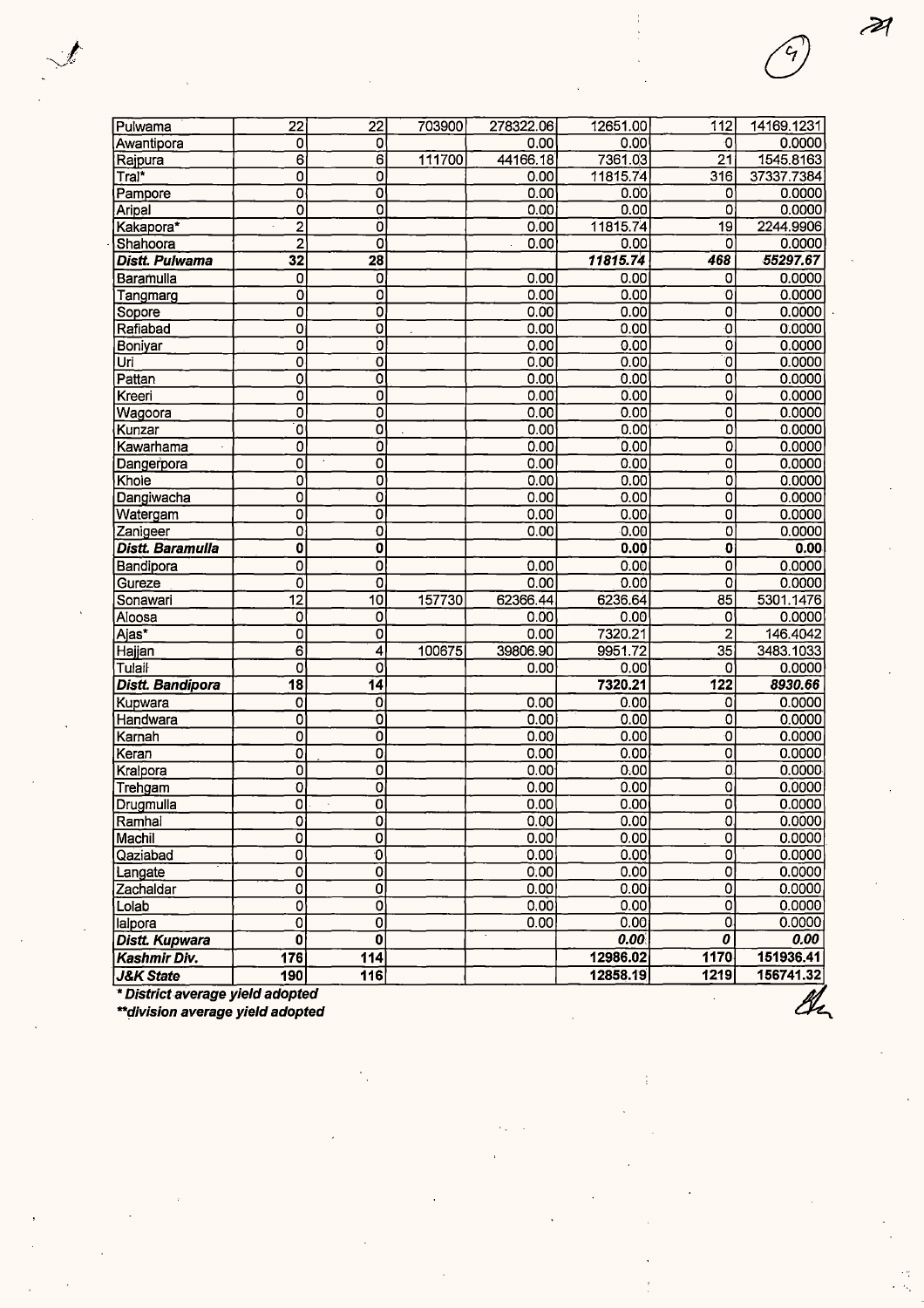| | | | | | | | |
|---|---|---|---|---|---|---|---|
| Pulwama | 22 | 22 | 703900 | 278322.06 | 12651.00 | 112 | 14169.1231 |
| Awantipora | 0 | 0 | | 0.00 | 0.00 | 0 | 0.0000 |
| Rajpura | 6 | 6 | 111700 | 44166.18 | 7361.03 | 21 | 1545.8163 |
| Tral* | 0 | 0 | | 0.00 | 11815.74 | 316 | 37337.7384 |
| Pampore | 0 | 0 | | 0.00 | 0.00 | 0 | 0.0000 |
| Aripal | 0 | 0 | | 0.00 | 0.00 | 0 | 0.0000 |
| Kakapora* | 2 | 0 | | 0.00 | 11815.74 | 19 | 2244.9906 |
| Shahoora | 2 | 0 | | 0.00 | 0.00 | 0 | 0.0000 |
| ***Distt. Pulwama*** | **32** | **28** | | | ***11815.74*** | ***468*** | ***55297.67*** |
| Baramulla | 0 | 0 | | 0.00 | 0.00 | 0 | 0.0000 |
| Tangmarg | 0 | 0 | | 0.00 | 0.00 | 0 | 0.0000 |
| Sopore | 0 | 0 | | 0.00 | 0.00 | 0 | 0.0000 |
| Rafiabad | 0 | 0 | | 0.00 | 0.00 | 0 | 0.0000 |
| Boniyar | 0 | 0 | | 0.00 | 0.00 | 0 | 0.0000 |
| Uri | 0 | 0 | | 0.00 | 0.00 | 0 | 0.0000 |
| Pattan | 0 | 0 | | 0.00 | 0.00 | 0 | 0.0000 |
| Kreeri | 0 | 0 | | 0.00 | 0.00 | 0 | 0.0000 |
| Wagoora | 0 | 0 | | 0.00 | 0.00 | 0 | 0.0000 |
| Kunzar | 0 | 0 | | 0.00 | 0.00 | 0 | 0.0000 |
| Kawarhama | 0 | 0 | | 0.00 | 0.00 | 0 | 0.0000 |
| Dangerpora | 0 | 0 | | 0.00 | 0.00 | 0 | 0.0000 |
| Khoie | 0 | 0 | | 0.00 | 0.00 | 0 | 0.0000 |
| Dangiwacha | 0 | 0 | | 0.00 | 0.00 | 0 | 0.0000 |
| Watergam | 0 | 0 | | 0.00 | 0.00 | 0 | 0.0000 |
| Zanigeer | 0 | 0 | | 0.00 | 0.00 | 0 | 0.0000 |
| ***Distt. Baramulla*** | **0** | **0** | | | **0.00** | **0** | **0.00** |
| Bandipora | 0 | 0 | | 0.00 | 0.00 | 0 | 0.0000 |
| Gureze | 0 | 0 | | 0.00 | 0.00 | 0 | 0.0000 |
| Sonawari | 12 | 10 | 157730 | 62366.44 | 6236.64 | 85 | 5301.1476 |
| Aloosa | 0 | 0 | | 0.00 | 0.00 | 0 | 0.0000 |
| Ajas* | 0 | 0 | | 0.00 | 7320.21 | 2 | 146.4042 |
| Hajjan | 6 | 4 | 100675 | 39806.90 | 9951.72 | 35 | 3483.1033 |
| Tulail | 0 | 0 | | 0.00 | 0.00 | 0 | 0.0000 |
| ***Distt. Bandipora*** | **18** | **14** | | | **7320.21** | **122** | ***8930.66*** |
| Kupwara | 0 | 0 | | 0.00 | 0.00 | 0 | 0.0000 |
| Handwara | 0 | 0 | | 0.00 | 0.00 | 0 | 0.0000 |
| Karnah | 0 | 0 | | 0.00 | 0.00 | 0 | 0.0000 |
| Keran | 0 | 0 | | 0.00 | 0.00 | 0 | 0.0000 |
| Kralpora | 0 | 0 | | 0.00 | 0.00 | 0 | 0.0000 |
| Trehgam | 0 | 0 | | 0.00 | 0.00 | 0 | 0.0000 |
| Drugmulla | 0 | 0 | | 0.00 | 0.00 | 0 | 0.0000 |
| Ramhal | 0 | 0 | | 0.00 | 0.00 | 0 | 0.0000 |
| Machil | 0 | 0 | | 0.00 | 0.00 | 0 | 0.0000 |
| Qaziabad | 0 | 0 | | 0.00 | 0.00 | 0 | 0.0000 |
| Langate | 0 | 0 | | 0.00 | 0.00 | 0 | 0.0000 |
| Zachaldar | 0 | 0 | | 0.00 | 0.00 | 0 | 0.0000 |
| Lolab | 0 | 0 | | 0.00 | 0.00 | 0 | 0.0000 |
| lalpora | 0 | 0 | | 0.00 | 0.00 | 0 | 0.0000 |
| ***Distt. Kupwara*** | **0** | **0** | | | ***0.00*** | ***0*** | ***0.00*** |
| ***Kashmir Div.*** | **176** | **114** | | | **12986.02** | **1170** | **151936.41** |
| ***J&K State*** | **190** | **116** | | | **12858.19** | **1219** | **156741.32** |

***District average yield adopted***

****division average yield adopted***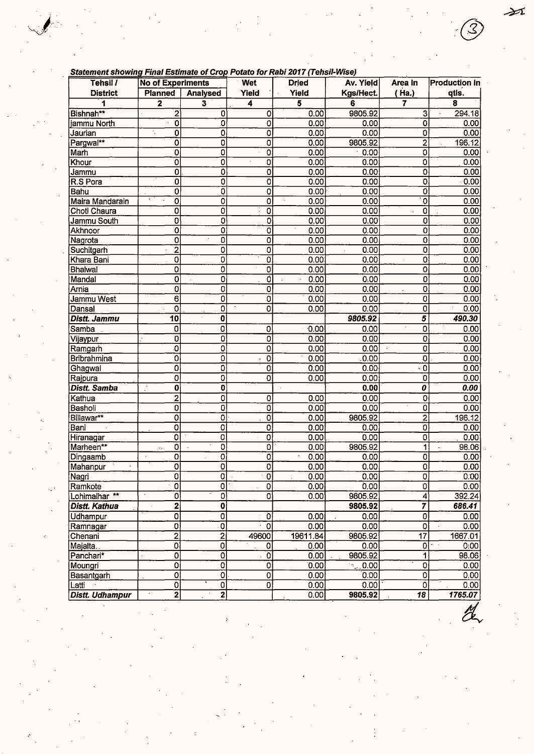***Statement showing Final Estimate of Crop Potato for Rabi 2017 (Tehsil-Wise)***

| Tehsil / District | No of Experiments | | Wet Yield | Dried Yield | Av. Yield Kgs/Hect. | Area In (Ha.) | Production In qtls. |
|---|---|---|---|---|---|---|---|
| | Planned | Analysed | | | | | |
| 1 | 2 | 3 | 4 | 5 | 6 | 7 | 8 |
| Bishnah** | 2 | 0 | 0 | 0.00 | 9805.92 | 3 | 294.18 |
| jammu North | 0 | 0 | 0 | 0.00 | 0.00 | 0 | 0.00 |
| Jaurian | 0 | 0 | 0 | 0.00 | 0.00 | 0 | 0.00 |
| Pargwal** | 0 | 0 | 0 | 0.00 | 9805.92 | 2 | 196.12 |
| Marh | 0 | 0 | 0 | 0.00 | 0.00 | 0 | 0.00 |
| Khour | 0 | 0 | 0 | 0.00 | 0.00 | 0 | 0.00 |
| Jammu | 0 | 0 | 0 | 0.00 | 0.00 | 0 | 0.00 |
| R.S Pora | 0 | 0 | 0 | 0.00 | 0.00 | 0 | 0.00 |
| Bahu | 0 | 0 | 0 | 0.00 | 0.00 | 0 | 0.00 |
| Maira Mandarain | 0 | 0 | 0 | 0.00 | 0.00 | 0 | 0.00 |
| Choti Chaura | 0 | 0 | 0 | 0.00 | 0.00 | 0 | 0.00 |
| Jammu South | 0 | 0 | 0 | 0.00 | 0.00 | 0 | 0.00 |
| Akhnoor | 0 | 0 | 0 | 0.00 | 0.00 | 0 | 0.00 |
| Nagrota | 0 | 0 | 0 | 0.00 | 0.00 | 0 | 0.00 |
| Suchitgarh | 2 | 0 | 0 | 0.00 | 0.00 | 0 | 0.00 |
| Khara Bani | 0 | 0 | 0 | 0.00 | 0.00 | 0 | 0.00 |
| Bhalwal | 0 | 0 | 0 | 0.00 | 0.00 | 0 | 0.00 |
| Mandal | 0 | 0 | 0 | 0.00 | 0.00 | 0 | 0.00 |
| Arnia | 0 | 0 | 0 | 0.00 | 0.00 | 0 | 0.00 |
| Jammu West | 6 | 0 | 0 | 0.00 | 0.00 | 0 | 0.00 |
| Dansal | 0 | 0 | 0 | 0.00 | 0.00 | 0 | 0.00 |
| ***Distt. Jammu*** | **10** | **0** | | | ***9805.92*** | ***5*** | ***490.30*** |
| Samba | 0 | 0 | 0 | 0.00 | 0.00 | 0 | 0.00 |
| Vijaypur | 0 | 0 | 0 | 0.00 | 0.00 | 0 | 0.00 |
| Ramgarh | 0 | 0 | 0 | 0.00 | 0.00 | 0 | 0.00 |
| Bribrahmina | 0 | 0 | 0 | 0.00 | 0.00 | 0 | 0.00 |
| Ghagwal | 0 | 0 | 0 | 0.00 | 0.00 | 0 | 0.00 |
| Rajpura | 0 | 0 | 0 | 0.00 | 0.00 | 0 | 0.00 |
| ***Distt. Samba*** | **0** | **0** | | | **0.00** | ***0*** | ***0.00*** |
| Kathua | 2 | 0 | 0 | 0.00 | 0.00 | 0 | 0.00 |
| Basholi | 0 | 0 | 0 | 0.00 | 0.00 | 0 | 0.00 |
| Billawar** | 0 | 0 | 0 | 0.00 | 9805.92 | 2 | 196.12 |
| Bani | 0 | 0 | 0 | 0.00 | 0.00 | 0 | 0.00 |
| Hiranagar | 0 | 0 | 0 | 0.00 | 0.00 | 0 | 0.00 |
| Marheen** | 0 | 0 | 0 | 0.00 | 9805.92 | 1 | 98.06 |
| Dingaamb | 0 | 0 | 0 | 0.00 | 0.00 | 0 | 0.00 |
| Mahanpur | 0 | 0 | 0 | 0.00 | 0.00 | 0 | 0.00 |
| Nagri | 0 | 0 | 0 | 0.00 | 0.00 | 0 | 0.00 |
| Ramkote | 0 | 0 | 0 | 0.00 | 0.00 | 0 | 0.00 |
| Lohimalhar ** | 0 | 0 | 0 | 0.00 | 9805.92 | 4 | 392.24 |
| ***Distt. Kathua*** | **2** | **0** | | | **9805.92** | ***7*** | ***686.41*** |
| Udhampur | 0 | 0 | 0 | 0.00 | 0.00 | 0 | 0.00 |
| Ramnagar | 0 | 0 | 0 | 0.00 | 0.00 | 0 | 0.00 |
| Chenani | 2 | 2 | 49600 | 19611.84 | 9805.92 | 17 | 1667.01 |
| Majalta.. | 0 | 0 | 0 | 0.00 | 0.00 | 0 | 0.00 |
| Panchari* | 0 | 0 | 0 | 0.00 | 9805.92 | 1 | 98.06 |
| Moungri | 0 | 0 | 0 | 0.00 | 0.00 | 0 | 0.00 |
| Basantgarh | 0 | 0 | 0 | 0.00 | 0.00 | 0 | 0.00 |
| Latti | 0 | 0 | 0 | 0.00 | 0.00 | 0 | 0.00 |
| ***Distt. Udhampur*** | **2** | **2** | | 0.00 | **9805.92** | ***18*** | ***1765.07*** |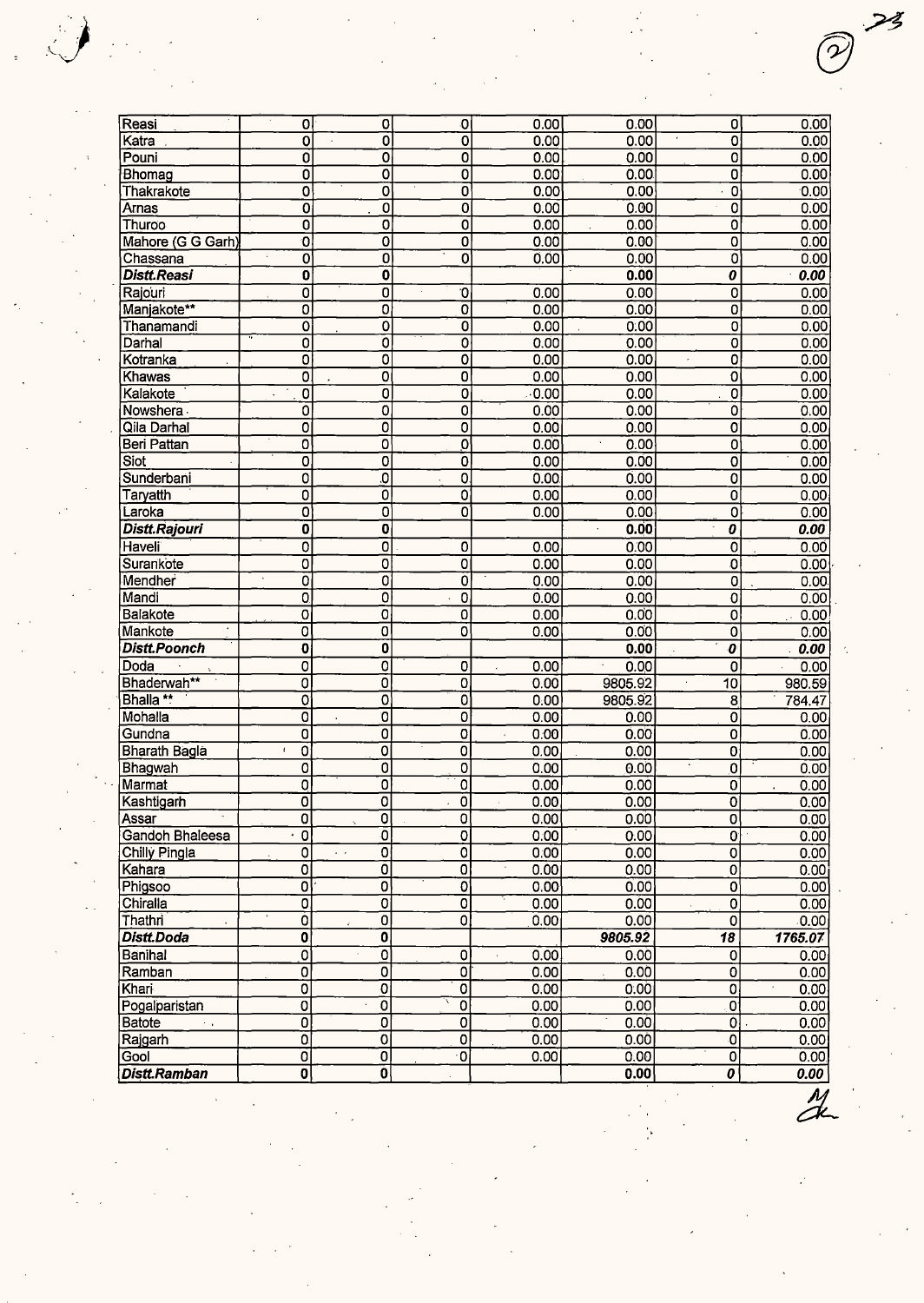| | | | | | | | |
|---|---|---|---|---|---|---|---|
| Reasi | 0 | 0 | 0 | 0.00 | 0.00 | 0 | 0.00 |
| Katra | 0 | 0 | 0 | 0.00 | 0.00 | 0 | 0.00 |
| Pouni | 0 | 0 | 0 | 0.00 | 0.00 | 0 | 0.00 |
| Bhomag | 0 | 0 | 0 | 0.00 | 0.00 | 0 | 0.00 |
| Thakrakote | 0 | 0 | 0 | 0.00 | 0.00 | 0 | 0.00 |
| Arnas | 0 | 0 | 0 | 0.00 | 0.00 | 0 | 0.00 |
| Thuroo | 0 | 0 | 0 | 0.00 | 0.00 | 0 | 0.00 |
| Mahore (G G Garh) | 0 | 0 | 0 | 0.00 | 0.00 | 0 | 0.00 |
| Chassana | 0 | 0 | 0 | 0.00 | 0.00 | 0 | 0.00 |
| ***Distt.Reasi*** | **0** | **0** | | | **0.00** | ***0*** | ***0.00*** |
| Rajouri | 0 | 0 | 0 | 0.00 | 0.00 | 0 | 0.00 |
| Manjakote** | 0 | 0 | 0 | 0.00 | 0.00 | 0 | 0.00 |
| Thanamandi | 0 | 0 | 0 | 0.00 | 0.00 | 0 | 0.00 |
| Darhal | 0 | 0 | 0 | 0.00 | 0.00 | 0 | 0.00 |
| Kotranka | 0 | 0 | 0 | 0.00 | 0.00 | 0 | 0.00 |
| Khawas | 0 | 0 | 0 | 0.00 | 0.00 | 0 | 0.00 |
| Kalakote | 0 | 0 | 0 | 0.00 | 0.00 | 0 | 0.00 |
| Nowshera | 0 | 0 | 0 | 0.00 | 0.00 | 0 | 0.00 |
| Qila Darhal | 0 | 0 | 0 | 0.00 | 0.00 | 0 | 0.00 |
| Beri Pattan | 0 | 0 | 0 | 0.00 | 0.00 | 0 | 0.00 |
| Siot | 0 | 0 | 0 | 0.00 | 0.00 | 0 | 0.00 |
| Sunderbani | 0 | 0 | 0 | 0.00 | 0.00 | 0 | 0.00 |
| Taryatth | 0 | 0 | 0 | 0.00 | 0.00 | 0 | 0.00 |
| Laroka | 0 | 0 | 0 | 0.00 | 0.00 | 0 | 0.00 |
| ***Distt.Rajouri*** | **0** | **0** | | | **0.00** | ***0*** | ***0.00*** |
| Haveli | 0 | 0 | 0 | 0.00 | 0.00 | 0 | 0.00 |
| Surankote | 0 | 0 | 0 | 0.00 | 0.00 | 0 | 0.00 |
| Mendher | 0 | 0 | 0 | 0.00 | 0.00 | 0 | 0.00 |
| Mandi | 0 | 0 | 0 | 0.00 | 0.00 | 0 | 0.00 |
| Balakote | 0 | 0 | 0 | 0.00 | 0.00 | 0 | 0.00 |
| Mankote | 0 | 0 | 0 | 0.00 | 0.00 | 0 | 0.00 |
| ***Distt.Poonch*** | **0** | **0** | | | **0.00** | ***0*** | ***0.00*** |
| Doda | 0 | 0 | 0 | 0.00 | 0.00 | 0 | 0.00 |
| Bhaderwah** | 0 | 0 | 0 | 0.00 | 9805.92 | 10 | 980.59 |
| Bhalla ** | 0 | 0 | 0 | 0.00 | 9805.92 | 8 | 784.47 |
| Mohalla | 0 | 0 | 0 | 0.00 | 0.00 | 0 | 0.00 |
| Gundna | 0 | 0 | 0 | 0.00 | 0.00 | 0 | 0.00 |
| Bharath Bagla | 0 | 0 | 0 | 0.00 | 0.00 | 0 | 0.00 |
| Bhagwah | 0 | 0 | 0 | 0.00 | 0.00 | 0 | 0.00 |
| Marmat | 0 | 0 | 0 | 0.00 | 0.00 | 0 | 0.00 |
| Kashtigarh | 0 | 0 | 0 | 0.00 | 0.00 | 0 | 0.00 |
| Assar | 0 | 0 | 0 | 0.00 | 0.00 | 0 | 0.00 |
| Gandoh Bhaleesa | 0 | 0 | 0 | 0.00 | 0.00 | 0 | 0.00 |
| Chilly Pingla | 0 | 0 | 0 | 0.00 | 0.00 | 0 | 0.00 |
| Kahara | 0 | 0 | 0 | 0.00 | 0.00 | 0 | 0.00 |
| Phigsoo | 0 | 0 | 0 | 0.00 | 0.00 | 0 | 0.00 |
| Chiralla | 0 | 0 | 0 | 0.00 | 0.00 | 0 | 0.00 |
| Thathri | 0 | 0 | 0 | 0.00 | 0.00 | 0 | 0.00 |
| ***Distt.Doda*** | **0** | **0** | | | ***9805.92*** | ***18*** | ***1765.07*** |
| Banihal | 0 | 0 | 0 | 0.00 | 0.00 | 0 | 0.00 |
| Ramban | 0 | 0 | 0 | 0.00 | 0.00 | 0 | 0.00 |
| Khari | 0 | 0 | 0 | 0.00 | 0.00 | 0 | 0.00 |
| Pogalparistan | 0 | 0 | 0 | 0.00 | 0.00 | 0 | 0.00 |
| Batote | 0 | 0 | 0 | 0.00 | 0.00 | 0 | 0.00 |
| Rajgarh | 0 | 0 | 0 | 0.00 | 0.00 | 0 | 0.00 |
| Gool | 0 | 0 | 0 | 0.00 | 0.00 | 0 | 0.00 |
| ***Distt.Ramban*** | **0** | **0** | | | **0.00** | ***0*** | ***0.00*** |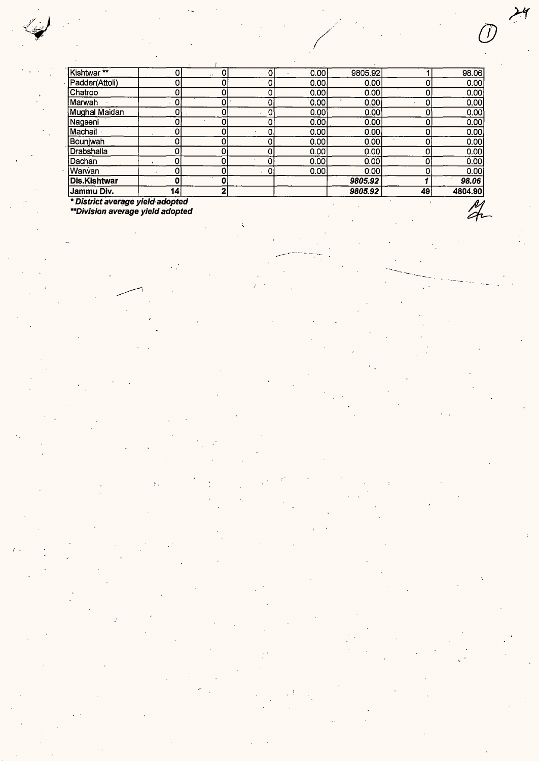| | | | | | | | |
|---|---|---|---|---|---|---|---|
| Kishtwar ** | 0 | 0 | 0 | 0.00 | 9805.92 | 1 | 98.06 |
| Padder(Attoli) | 0 | 0 | 0 | 0.00 | 0.00 | 0 | 0.00 |
| Chatroo | 0 | 0 | 0 | 0.00 | 0.00 | 0 | 0.00 |
| Marwah | 0 | 0 | 0 | 0.00 | 0.00 | 0 | 0.00 |
| Mughal Maidan | 0 | 0 | 0 | 0.00 | 0.00 | 0 | 0.00 |
| Nagseni | 0 | 0 | 0 | 0.00 | 0.00 | 0 | 0.00 |
| Machail | 0 | 0 | 0 | 0.00 | 0.00 | 0 | 0.00 |
| Bounjwah | 0 | 0 | 0 | 0.00 | 0.00 | 0 | 0.00 |
| Drabshalla | 0 | 0 | 0 | 0.00 | 0.00 | 0 | 0.00 |
| Dachan | 0 | 0 | 0 | 0.00 | 0.00 | 0 | 0.00 |
| Warwan | 0 | 0 | 0 | 0.00 | 0.00 | 0 | 0.00 |
| **Dis.Kishtwar** | **0** | **0** | | | ***9805.92*** | ***1*** | ***98.06*** |
| **Jammu Div.** | **14** | **2** | | | ***9805.92*** | **49** | **4804.90** |

***District average yield adopted***

****Division average yield adopted***